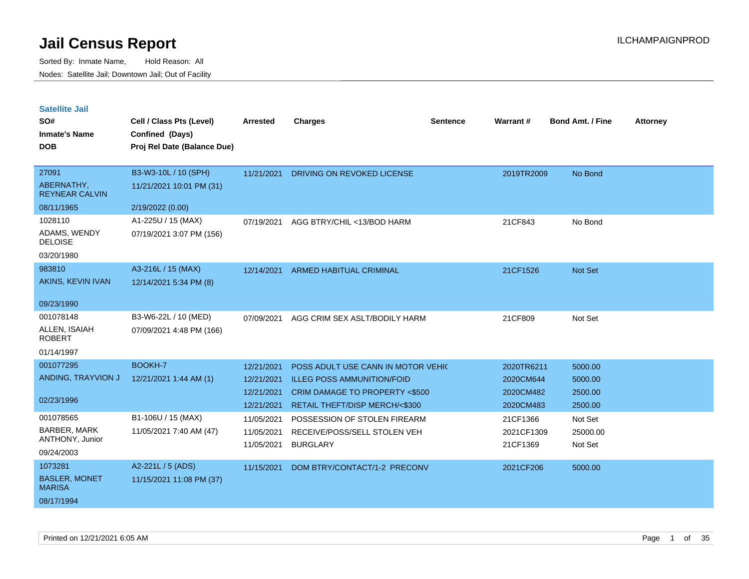# Jail Census Report

Sorted By: Inmate Name, Hold Reason: All

Nodes: Satellite Jail; Downtown Jail; Out of Facility

## Satellite Jail

| SO# / Inmate's Name / DOB | Cell / Class Pts (Level) / Confined (Days) / Proj Rel Date (Balance Due) | Arrested | Charges | Sentence | Warrant # | Bond Amt. / Fine | Attorney |
|---|---|---|---|---|---|---|---|
| 27091<br>ABERNATHY, REYNEAR CALVIN<br>08/11/1965 | B3-W3-10L / 10 (SPH)<br>11/21/2021 10:01 PM (31)<br>2/19/2022 (0.00) | 11/21/2021 | DRIVING ON REVOKED LICENSE | | 2019TR2009 | No Bond | |
| 1028110<br>ADAMS, WENDY DELOISE<br>03/20/1980 | A1-225U / 15 (MAX)<br>07/19/2021 3:07 PM (156) | 07/19/2021 | AGG BTRY/CHIL <13/BOD HARM | | 21CF843 | No Bond | |
| 983810<br>AKINS, KEVIN IVAN<br>09/23/1990 | A3-216L / 15 (MAX)<br>12/14/2021 5:34 PM (8) | 12/14/2021 | ARMED HABITUAL CRIMINAL | | 21CF1526 | Not Set | |
| 001078148<br>ALLEN, ISAIAH ROBERT<br>01/14/1997 | B3-W6-22L / 10 (MED)<br>07/09/2021 4:48 PM (166) | 07/09/2021 | AGG CRIM SEX ASLT/BODILY HARM | | 21CF809 | Not Set | |
| 001077295<br>ANDING, TRAYVION J<br>02/23/1996 | BOOKH-7<br>12/21/2021 1:44 AM (1) | 12/21/2021 | POSS ADULT USE CANN IN MOTOR VEHIC | | 2020TR6211 | 5000.00 | |
| | | 12/21/2021 | ILLEG POSS AMMUNITION/FOID | | 2020CM644 | 5000.00 | |
| | | 12/21/2021 | CRIM DAMAGE TO PROPERTY <$500 | | 2020CM482 | 2500.00 | |
| | | 12/21/2021 | RETAIL THEFT/DISP MERCH/<$300 | | 2020CM483 | 2500.00 | |
| 001078565<br>BARBER, MARK ANTHONY, Junior<br>09/24/2003 | B1-106U / 15 (MAX)<br>11/05/2021 7:40 AM (47) | 11/05/2021 | POSSESSION OF STOLEN FIREARM | | 21CF1366 | Not Set | |
| | | 11/05/2021 | RECEIVE/POSS/SELL STOLEN VEH | | 2021CF1309 | 25000.00 | |
| | | 11/05/2021 | BURGLARY | | 21CF1369 | Not Set | |
| 1073281<br>BASLER, MONET MARISA<br>08/17/1994 | A2-221L / 5 (ADS)<br>11/15/2021 11:08 PM (37) | 11/15/2021 | DOM BTRY/CONTACT/1-2 PRECONV | | 2021CF206 | 5000.00 | |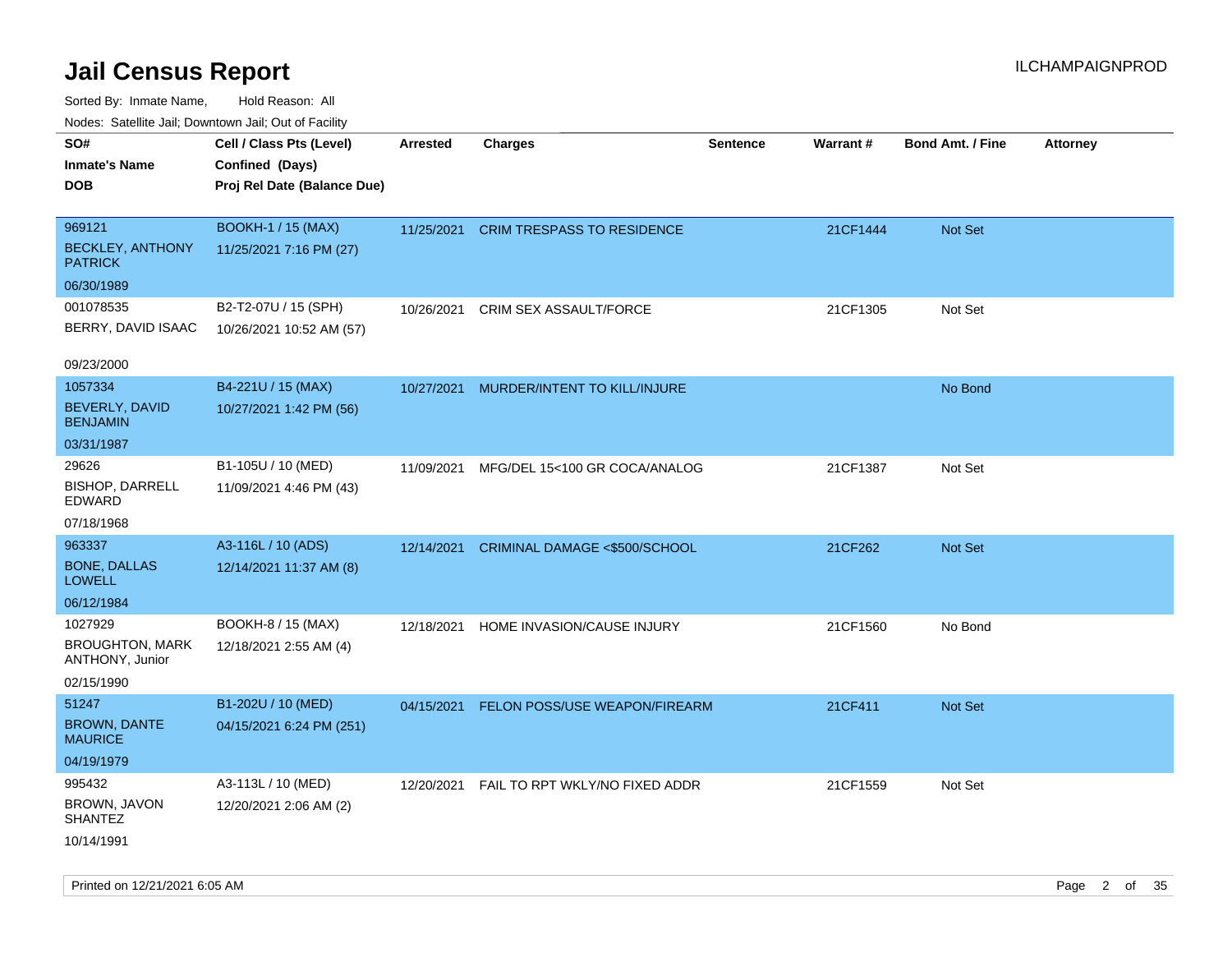# Jail Census Report

ILCHAMPAIGNPROD

Sorted By: Inmate Name, Hold Reason: All

Nodes: Satellite Jail; Downtown Jail; Out of Facility

| SO# / Inmate's Name / DOB | Cell / Class Pts (Level) / Confined (Days) / Proj Rel Date (Balance Due) | Arrested | Charges | Sentence | Warrant # | Bond Amt. / Fine | Attorney |
|---|---|---|---|---|---|---|---|
| 969121<br>BECKLEY, ANTHONY PATRICK<br>06/30/1989 | BOOKH-1 / 15 (MAX)<br>11/25/2021 7:16 PM (27) | 11/25/2021 | CRIM TRESPASS TO RESIDENCE | | 21CF1444 | Not Set | |
| 001078535<br>BERRY, DAVID ISAAC<br>09/23/2000 | B2-T2-07U / 15 (SPH)<br>10/26/2021 10:52 AM (57) | 10/26/2021 | CRIM SEX ASSAULT/FORCE | | 21CF1305 | Not Set | |
| 1057334<br>BEVERLY, DAVID BENJAMIN<br>03/31/1987 | B4-221U / 15 (MAX)<br>10/27/2021 1:42 PM (56) | 10/27/2021 | MURDER/INTENT TO KILL/INJURE | | | No Bond | |
| 29626<br>BISHOP, DARRELL EDWARD<br>07/18/1968 | B1-105U / 10 (MED)<br>11/09/2021 4:46 PM (43) | 11/09/2021 | MFG/DEL 15<100 GR COCA/ANALOG | | 21CF1387 | Not Set | |
| 963337<br>BONE, DALLAS LOWELL<br>06/12/1984 | A3-116L / 10 (ADS)<br>12/14/2021 11:37 AM (8) | 12/14/2021 | CRIMINAL DAMAGE <$500/SCHOOL | | 21CF262 | Not Set | |
| 1027929<br>BROUGHTON, MARK ANTHONY, Junior<br>02/15/1990 | BOOKH-8 / 15 (MAX)<br>12/18/2021 2:55 AM (4) | 12/18/2021 | HOME INVASION/CAUSE INJURY | | 21CF1560 | No Bond | |
| 51247<br>BROWN, DANTE MAURICE<br>04/19/1979 | B1-202U / 10 (MED)<br>04/15/2021 6:24 PM (251) | 04/15/2021 | FELON POSS/USE WEAPON/FIREARM | | 21CF411 | Not Set | |
| 995432<br>BROWN, JAVON SHANTEZ<br>10/14/1991 | A3-113L / 10 (MED)<br>12/20/2021 2:06 AM (2) | 12/20/2021 | FAIL TO RPT WKLY/NO FIXED ADDR | | 21CF1559 | Not Set | |

Printed on 12/21/2021 6:05 AM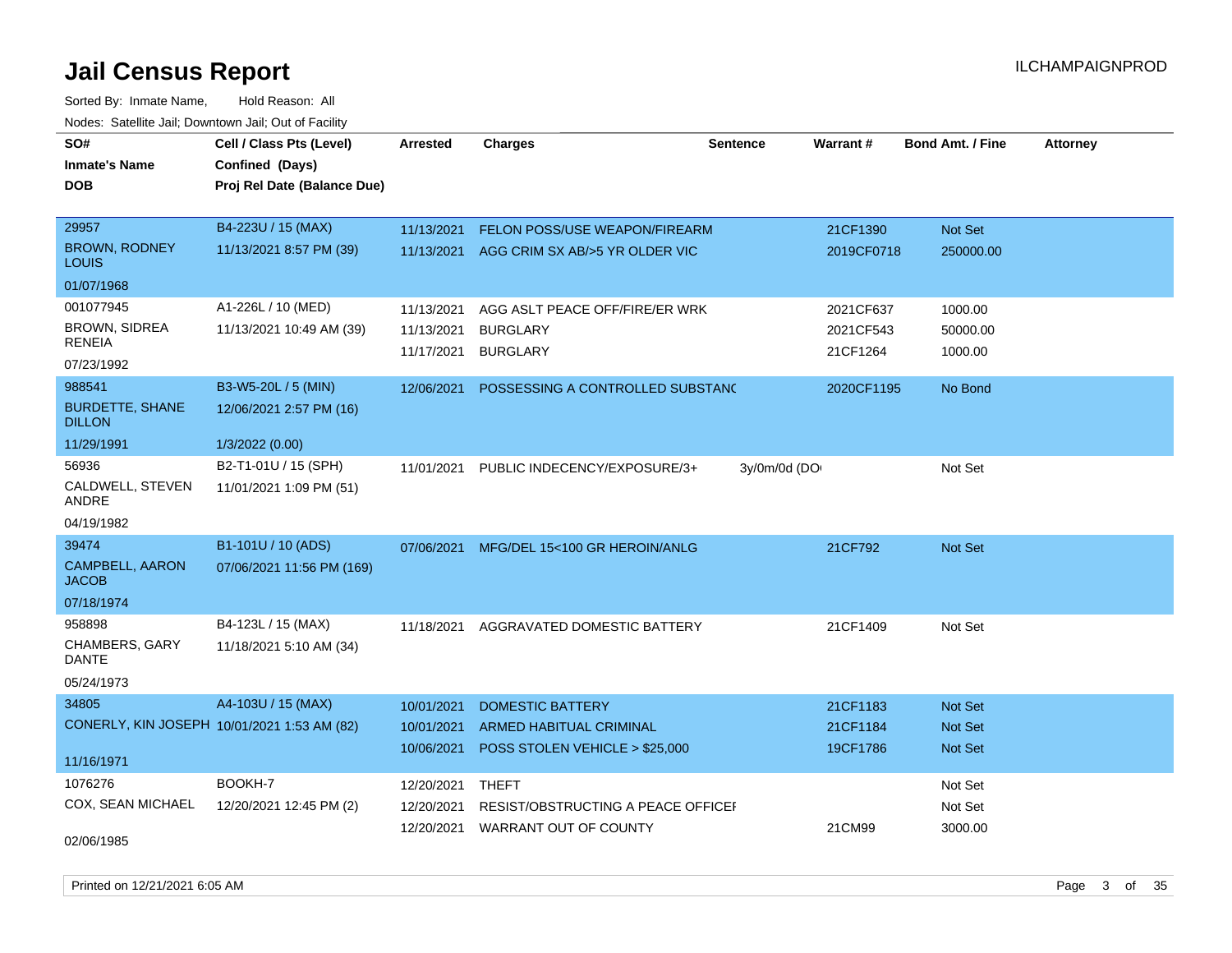# Jail Census Report

ILCHAMPAIGNPROD

Sorted By: Inmate Name, Hold Reason: All

Nodes: Satellite Jail; Downtown Jail; Out of Facility

| SO# / Inmate's Name / DOB | Cell / Class Pts (Level) / Confined (Days) / Proj Rel Date (Balance Due) | Arrested | Charges | Sentence | Warrant # | Bond Amt. / Fine | Attorney |
|---|---|---|---|---|---|---|---|
| 29957 BROWN, RODNEY LOUIS 01/07/1968 | B4-223U / 15 (MAX) 11/13/2021 8:57 PM (39) | 11/13/2021 | FELON POSS/USE WEAPON/FIREARM | | 21CF1390 | Not Set | |
| | | 11/13/2021 | AGG CRIM SX AB/>5 YR OLDER VIC | | 2019CF0718 | 250000.00 | |
| 001077945 BROWN, SIDREA RENEIA 07/23/1992 | A1-226L / 10 (MED) 11/13/2021 10:49 AM (39) | 11/13/2021 | AGG ASLT PEACE OFF/FIRE/ER WRK | | 2021CF637 | 1000.00 | |
| | | 11/13/2021 | BURGLARY | | 2021CF543 | 50000.00 | |
| | | 11/17/2021 | BURGLARY | | 21CF1264 | 1000.00 | |
| 988541 BURDETTE, SHANE DILLON 11/29/1991 | B3-W5-20L / 5 (MIN) 12/06/2021 2:57 PM (16) 1/3/2022 (0.00) | 12/06/2021 | POSSESSING A CONTROLLED SUBSTANC | | 2020CF1195 | No Bond | |
| 56936 CALDWELL, STEVEN ANDRE 04/19/1982 | B2-T1-01U / 15 (SPH) 11/01/2021 1:09 PM (51) | 11/01/2021 | PUBLIC INDECENCY/EXPOSURE/3+ | 3y/0m/0d (DO | | Not Set | |
| 39474 CAMPBELL, AARON JACOB 07/18/1974 | B1-101U / 10 (ADS) 07/06/2021 11:56 PM (169) | 07/06/2021 | MFG/DEL 15<100 GR HEROIN/ANLG | | 21CF792 | Not Set | |
| 958898 CHAMBERS, GARY DANTE 05/24/1973 | B4-123L / 15 (MAX) 11/18/2021 5:10 AM (34) | 11/18/2021 | AGGRAVATED DOMESTIC BATTERY | | 21CF1409 | Not Set | |
| 34805 CONERLY, KIN JOSEPH 11/16/1971 | A4-103U / 15 (MAX) 10/01/2021 1:53 AM (82) | 10/01/2021 | DOMESTIC BATTERY | | 21CF1183 | Not Set | |
| | | 10/01/2021 | ARMED HABITUAL CRIMINAL | | 21CF1184 | Not Set | |
| | | 10/06/2021 | POSS STOLEN VEHICLE > $25,000 | | 19CF1786 | Not Set | |
| 1076276 COX, SEAN MICHAEL 02/06/1985 | BOOKH-7 12/20/2021 12:45 PM (2) | 12/20/2021 | THEFT | | | Not Set | |
| | | 12/20/2021 | RESIST/OBSTRUCTING A PEACE OFFICEI | | | Not Set | |
| | | 12/20/2021 | WARRANT OUT OF COUNTY | | 21CM99 | 3000.00 | |

Printed on 12/21/2021 6:05 AM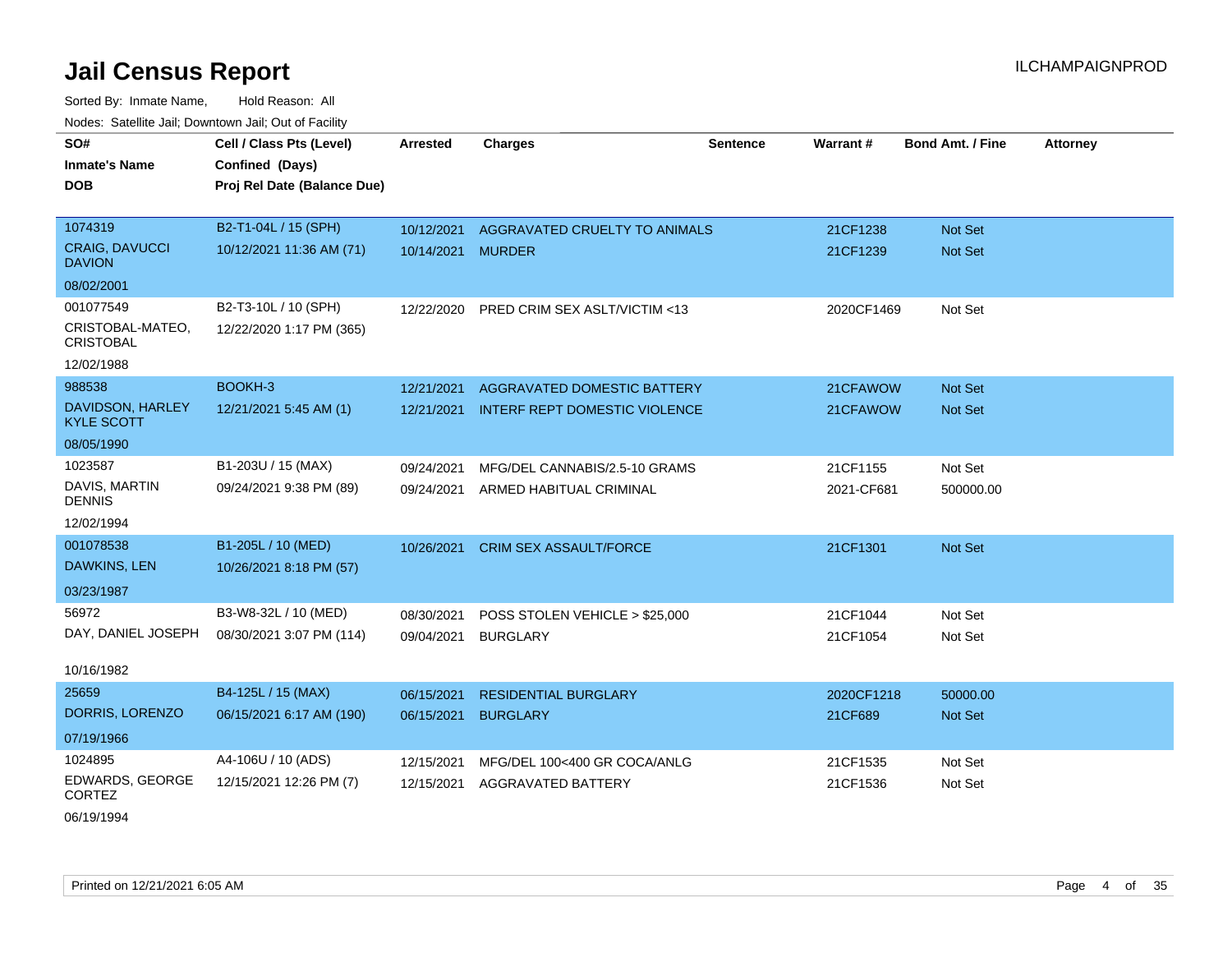# Jail Census Report

ILCHAMPAIGNPROD

Sorted By: Inmate Name, Hold Reason: All

Nodes: Satellite Jail; Downtown Jail; Out of Facility

| SO#<br>Inmate's Name<br>DOB | Cell / Class Pts (Level)<br>Confined (Days)<br>Proj Rel Date (Balance Due) | Arrested | Charges | Sentence | Warrant # | Bond Amt. / Fine | Attorney |
|---|---|---|---|---|---|---|---|
| 1074319<br>CRAIG, DAVUCCI DAVION<br>08/02/2001 | B2-T1-04L / 15 (SPH)<br>10/12/2021 11:36 AM (71) | 10/12/2021<br>10/14/2021 | AGGRAVATED CRUELTY TO ANIMALS<br>MURDER | | 21CF1238<br>21CF1239 | Not Set<br>Not Set | |
| 001077549<br>CRISTOBAL-MATEO, CRISTOBAL<br>12/02/1988 | B2-T3-10L / 10 (SPH)<br>12/22/2020 1:17 PM (365) | 12/22/2020 | PRED CRIM SEX ASLT/VICTIM <13 | | 2020CF1469 | Not Set | |
| 988538<br>DAVIDSON, HARLEY KYLE SCOTT<br>08/05/1990 | BOOKH-3<br>12/21/2021 5:45 AM (1) | 12/21/2021<br>12/21/2021 | AGGRAVATED DOMESTIC BATTERY<br>INTERF REPT DOMESTIC VIOLENCE | | 21CFAWOW<br>21CFAWOW | Not Set<br>Not Set | |
| 1023587<br>DAVIS, MARTIN DENNIS<br>12/02/1994 | B1-203U / 15 (MAX)<br>09/24/2021 9:38 PM (89) | 09/24/2021<br>09/24/2021 | MFG/DEL CANNABIS/2.5-10 GRAMS<br>ARMED HABITUAL CRIMINAL | | 21CF1155<br>2021-CF681 | Not Set<br>500000.00 | |
| 001078538<br>DAWKINS, LEN<br>03/23/1987 | B1-205L / 10 (MED)<br>10/26/2021 8:18 PM (57) | 10/26/2021 | CRIM SEX ASSAULT/FORCE | | 21CF1301 | Not Set | |
| 56972<br>DAY, DANIEL JOSEPH<br>10/16/1982 | B3-W8-32L / 10 (MED)<br>08/30/2021 3:07 PM (114) | 08/30/2021<br>09/04/2021 | POSS STOLEN VEHICLE > $25,000<br>BURGLARY | | 21CF1044<br>21CF1054 | Not Set<br>Not Set | |
| 25659<br>DORRIS, LORENZO<br>07/19/1966 | B4-125L / 15 (MAX)<br>06/15/2021 6:17 AM (190) | 06/15/2021<br>06/15/2021 | RESIDENTIAL BURGLARY<br>BURGLARY | | 2020CF1218<br>21CF689 | 50000.00<br>Not Set | |
| 1024895<br>EDWARDS, GEORGE CORTEZ<br>06/19/1994 | A4-106U / 10 (ADS)<br>12/15/2021 12:26 PM (7) | 12/15/2021<br>12/15/2021 | MFG/DEL 100<400 GR COCA/ANLG<br>AGGRAVATED BATTERY | | 21CF1535<br>21CF1536 | Not Set<br>Not Set | |

Printed on 12/21/2021 6:05 AM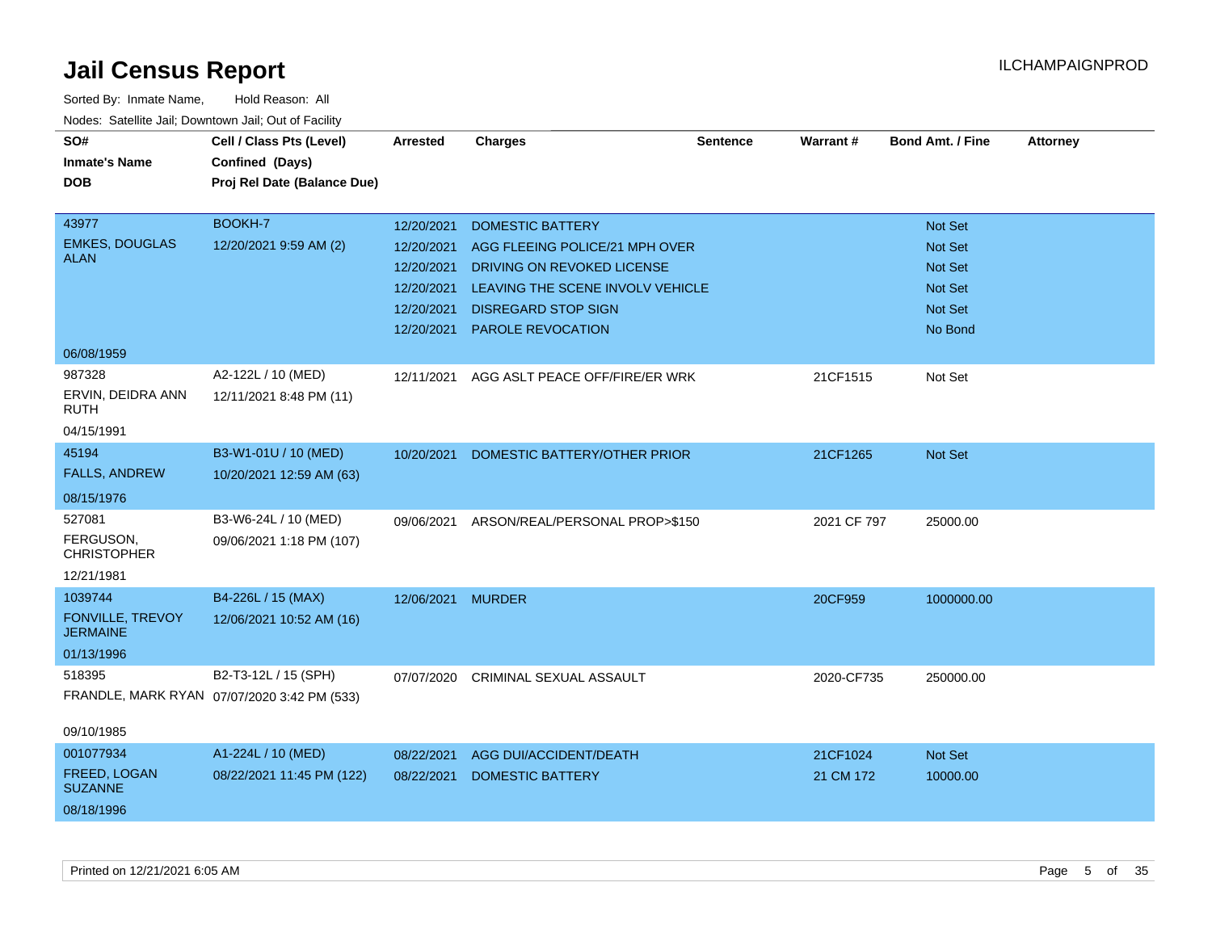# Jail Census Report

ILCHAMPAIGNPROD

Sorted By: Inmate Name, Hold Reason: All

Nodes: Satellite Jail; Downtown Jail; Out of Facility

| SO# / Inmate's Name / DOB | Cell / Class Pts (Level) / Confined (Days) / Proj Rel Date (Balance Due) | Arrested | Charges | Sentence | Warrant # | Bond Amt. / Fine | Attorney |
|---|---|---|---|---|---|---|---|
| 43977<br>EMKES, DOUGLAS ALAN<br>06/08/1959 | BOOKH-7<br>12/20/2021 9:59 AM (2) | 12/20/2021 | DOMESTIC BATTERY | | | Not Set | |
| | | 12/20/2021 | AGG FLEEING POLICE/21 MPH OVER | | | Not Set | |
| | | 12/20/2021 | DRIVING ON REVOKED LICENSE | | | Not Set | |
| | | 12/20/2021 | LEAVING THE SCENE INVOLV VEHICLE | | | Not Set | |
| | | 12/20/2021 | DISREGARD STOP SIGN | | | Not Set | |
| | | 12/20/2021 | PAROLE REVOCATION | | | No Bond | |
| 987328<br>ERVIN, DEIDRA ANN RUTH<br>04/15/1991 | A2-122L / 10 (MED)<br>12/11/2021 8:48 PM (11) | 12/11/2021 | AGG ASLT PEACE OFF/FIRE/ER WRK | | 21CF1515 | Not Set | |
| 45194<br>FALLS, ANDREW<br>08/15/1976 | B3-W1-01U / 10 (MED)<br>10/20/2021 12:59 AM (63) | 10/20/2021 | DOMESTIC BATTERY/OTHER PRIOR | | 21CF1265 | Not Set | |
| 527081<br>FERGUSON, CHRISTOPHER<br>12/21/1981 | B3-W6-24L / 10 (MED)<br>09/06/2021 1:18 PM (107) | 09/06/2021 | ARSON/REAL/PERSONAL PROP>$150 | | 2021 CF 797 | 25000.00 | |
| 1039744<br>FONVILLE, TREVOY JERMAINE<br>01/13/1996 | B4-226L / 15 (MAX)<br>12/06/2021 10:52 AM (16) | 12/06/2021 | MURDER | | 20CF959 | 1000000.00 | |
| 518395<br>FRANDLE, MARK RYAN<br>09/10/1985 | B2-T3-12L / 15 (SPH)<br>07/07/2020 3:42 PM (533) | 07/07/2020 | CRIMINAL SEXUAL ASSAULT | | 2020-CF735 | 250000.00 | |
| 001077934<br>FREED, LOGAN SUZANNE<br>08/18/1996 | A1-224L / 10 (MED)<br>08/22/2021 11:45 PM (122) | 08/22/2021 | AGG DUI/ACCIDENT/DEATH | | 21CF1024 | Not Set | |
| | | 08/22/2021 | DOMESTIC BATTERY | | 21 CM 172 | 10000.00 | |

Printed on 12/21/2021 6:05 AM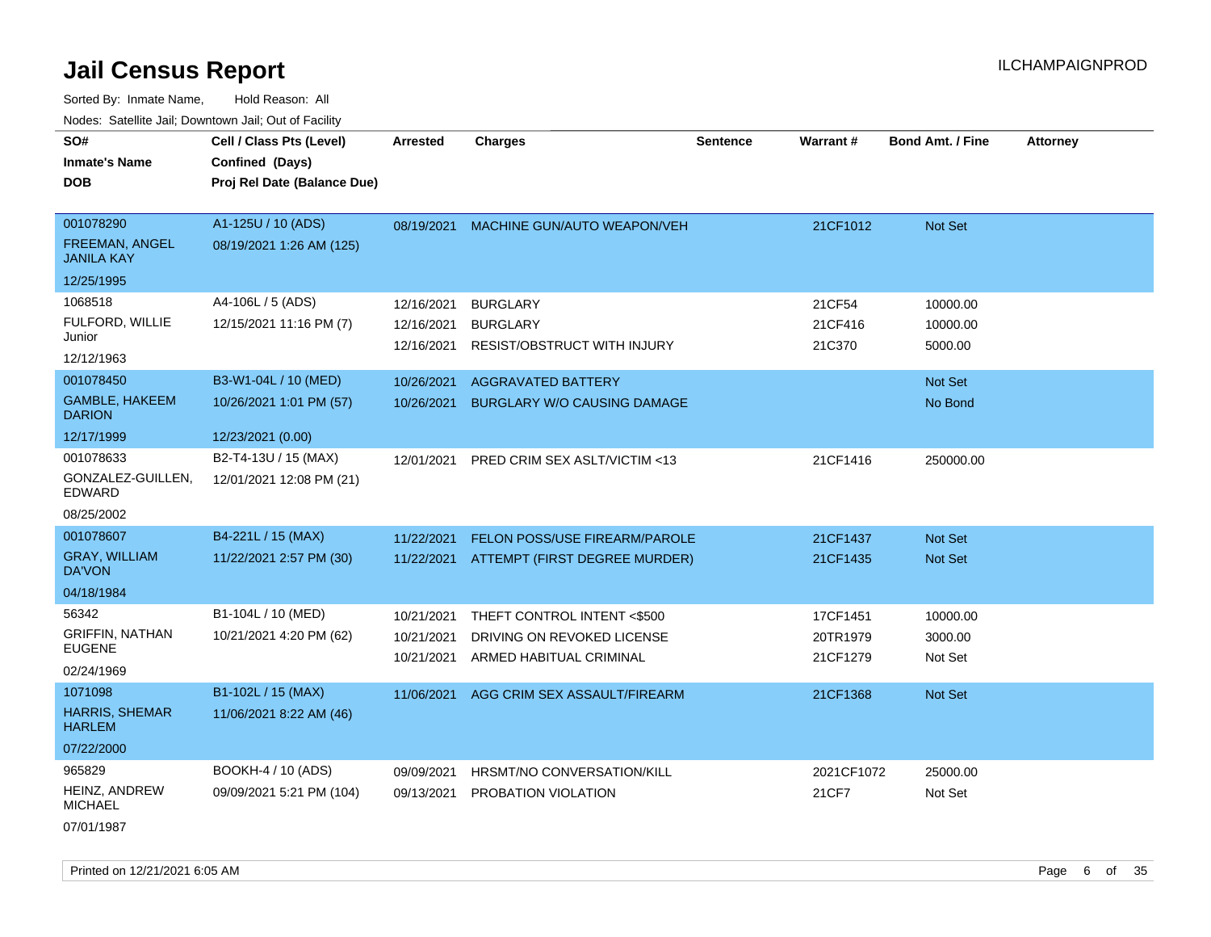# Jail Census Report

ILCHAMPAIGNPROD

Sorted By: Inmate Name, Hold Reason: All

Nodes: Satellite Jail; Downtown Jail; Out of Facility

| SO# / Inmate's Name / DOB | Cell / Class Pts (Level) / Confined (Days) / Proj Rel Date (Balance Due) | Arrested | Charges | Sentence | Warrant # | Bond Amt. / Fine | Attorney |
|---|---|---|---|---|---|---|---|
| 001078290<br>FREEMAN, ANGEL JANILA KAY<br>12/25/1995 | A1-125U / 10 (ADS)<br>08/19/2021 1:26 AM (125) | 08/19/2021 | MACHINE GUN/AUTO WEAPON/VEH | | 21CF1012 | Not Set | |
| 1068518<br>FULFORD, WILLIE Junior<br>12/12/1963 | A4-106L / 5 (ADS)<br>12/15/2021 11:16 PM (7) | 12/16/2021 | BURGLARY | | 21CF54 | 10000.00 | |
| | | 12/16/2021 | BURGLARY | | 21CF416 | 10000.00 | |
| | | 12/16/2021 | RESIST/OBSTRUCT WITH INJURY | | 21C370 | 5000.00 | |
| 001078450<br>GAMBLE, HAKEEM DARION<br>12/17/1999 | B3-W1-04L / 10 (MED)<br>10/26/2021 1:01 PM (57)<br>12/23/2021 (0.00) | 10/26/2021 | AGGRAVATED BATTERY | | | Not Set | |
| | | 10/26/2021 | BURGLARY W/O CAUSING DAMAGE | | | No Bond | |
| 001078633<br>GONZALEZ-GUILLEN, EDWARD<br>08/25/2002 | B2-T4-13U / 15 (MAX)<br>12/01/2021 12:08 PM (21) | 12/01/2021 | PRED CRIM SEX ASLT/VICTIM <13 | | 21CF1416 | 250000.00 | |
| 001078607<br>GRAY, WILLIAM DA'VON<br>04/18/1984 | B4-221L / 15 (MAX)<br>11/22/2021 2:57 PM (30) | 11/22/2021 | FELON POSS/USE FIREARM/PAROLE | | 21CF1437 | Not Set | |
| | | 11/22/2021 | ATTEMPT (FIRST DEGREE MURDER) | | 21CF1435 | Not Set | |
| 56342<br>GRIFFIN, NATHAN EUGENE<br>02/24/1969 | B1-104L / 10 (MED)<br>10/21/2021 4:20 PM (62) | 10/21/2021 | THEFT CONTROL INTENT <$500 | | 17CF1451 | 10000.00 | |
| | | 10/21/2021 | DRIVING ON REVOKED LICENSE | | 20TR1979 | 3000.00 | |
| | | 10/21/2021 | ARMED HABITUAL CRIMINAL | | 21CF1279 | Not Set | |
| 1071098<br>HARRIS, SHEMAR HARLEM<br>07/22/2000 | B1-102L / 15 (MAX)<br>11/06/2021 8:22 AM (46) | 11/06/2021 | AGG CRIM SEX ASSAULT/FIREARM | | 21CF1368 | Not Set | |
| 965829<br>HEINZ, ANDREW MICHAEL<br>07/01/1987 | BOOKH-4 / 10 (ADS)<br>09/09/2021 5:21 PM (104) | 09/09/2021 | HRSMT/NO CONVERSATION/KILL | | 2021CF1072 | 25000.00 | |
| | | 09/13/2021 | PROBATION VIOLATION | | 21CF7 | Not Set | |

Printed on 12/21/2021 6:05 AM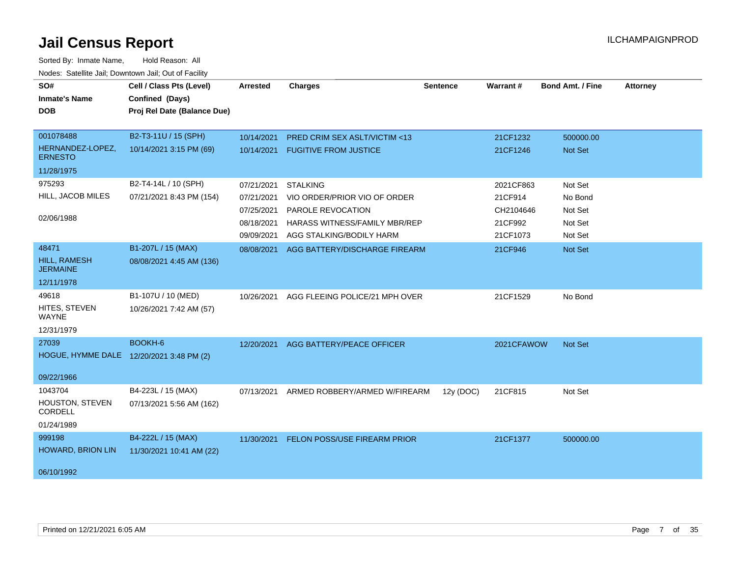# Jail Census Report

ILCHAMPAIGNPROD

Sorted By: Inmate Name, Hold Reason: All

Nodes: Satellite Jail; Downtown Jail; Out of Facility

| SO# / Inmate's Name / DOB | Cell / Class Pts (Level) / Confined (Days) / Proj Rel Date (Balance Due) | Arrested | Charges | Sentence | Warrant # | Bond Amt. / Fine | Attorney |
|---|---|---|---|---|---|---|---|
| 001078488<br>HERNANDEZ-LOPEZ, ERNESTO<br>11/28/1975 | B2-T3-11U / 15 (SPH)<br>10/14/2021 3:15 PM (69) | 10/14/2021 | PRED CRIM SEX ASLT/VICTIM <13 | | 21CF1232 | 500000.00 | |
| | | 10/14/2021 | FUGITIVE FROM JUSTICE | | 21CF1246 | Not Set | |
| 975293<br>HILL, JACOB MILES<br>02/06/1988 | B2-T4-14L / 10 (SPH)<br>07/21/2021 8:43 PM (154) | 07/21/2021 | STALKING | | 2021CF863 | Not Set | |
| | | 07/21/2021 | VIO ORDER/PRIOR VIO OF ORDER | | 21CF914 | No Bond | |
| | | 07/25/2021 | PAROLE REVOCATION | | CH2104646 | Not Set | |
| | | 08/18/2021 | HARASS WITNESS/FAMILY MBR/REP | | 21CF992 | Not Set | |
| | | 09/09/2021 | AGG STALKING/BODILY HARM | | 21CF1073 | Not Set | |
| 48471<br>HILL, RAMESH JERMAINE<br>12/11/1978 | B1-207L / 15 (MAX)<br>08/08/2021 4:45 AM (136) | 08/08/2021 | AGG BATTERY/DISCHARGE FIREARM | | 21CF946 | Not Set | |
| 49618<br>HITES, STEVEN WAYNE<br>12/31/1979 | B1-107U / 10 (MED)<br>10/26/2021 7:42 AM (57) | 10/26/2021 | AGG FLEEING POLICE/21 MPH OVER | | 21CF1529 | No Bond | |
| 27039<br>HOGUE, HYMME DALE<br>09/22/1966 | BOOKH-6<br>12/20/2021 3:48 PM (2) | 12/20/2021 | AGG BATTERY/PEACE OFFICER | | 2021CFAWOW | Not Set | |
| 1043704<br>HOUSTON, STEVEN CORDELL<br>01/24/1989 | B4-223L / 15 (MAX)<br>07/13/2021 5:56 AM (162) | 07/13/2021 | ARMED ROBBERY/ARMED W/FIREARM | 12y (DOC) | 21CF815 | Not Set | |
| 999198<br>HOWARD, BRION LIN<br>06/10/1992 | B4-222L / 15 (MAX)<br>11/30/2021 10:41 AM (22) | 11/30/2021 | FELON POSS/USE FIREARM PRIOR | | 21CF1377 | 500000.00 | |

Printed on 12/21/2021 6:05 AM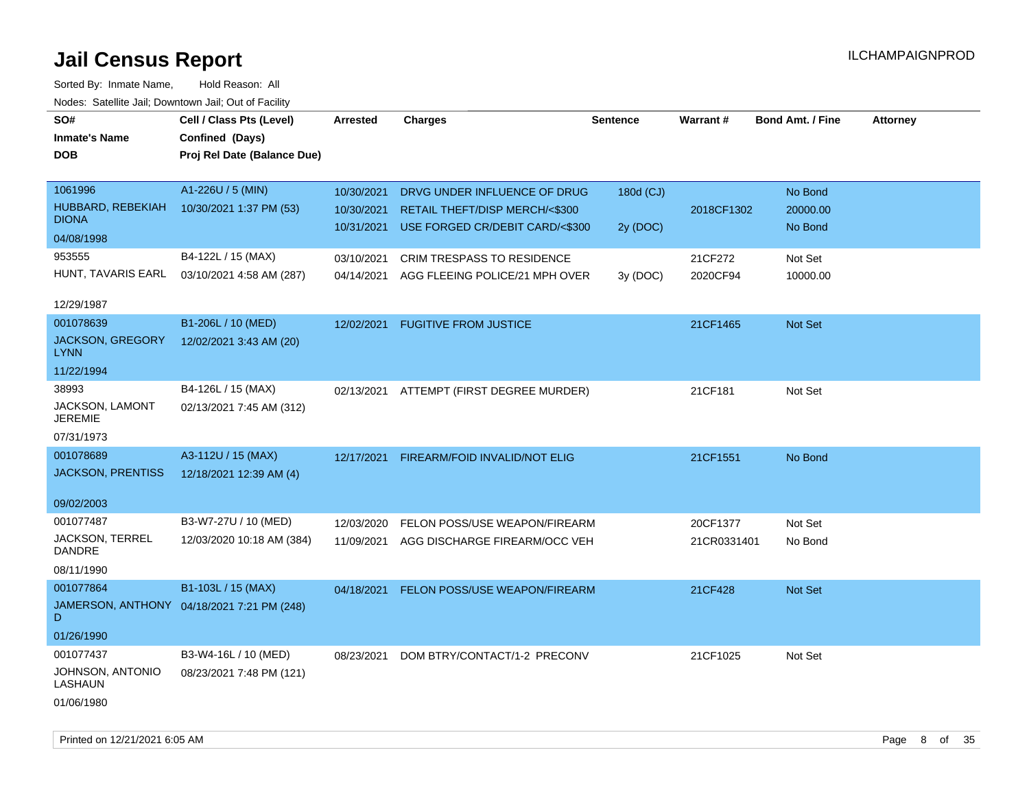# Jail Census Report

ILCHAMPAIGNPROD

Sorted By: Inmate Name, Hold Reason: All

Nodes: Satellite Jail; Downtown Jail; Out of Facility

| SO# / Inmate's Name / DOB | Cell / Class Pts (Level) / Confined (Days) / Proj Rel Date (Balance Due) | Arrested | Charges | Sentence | Warrant # | Bond Amt. / Fine | Attorney |
|---|---|---|---|---|---|---|---|
| 1061996<br>HUBBARD, REBEKIAH DIONA<br>04/08/1998 | A1-226U / 5 (MIN)<br>10/30/2021 1:37 PM (53) | 10/30/2021 | DRVG UNDER INFLUENCE OF DRUG | 180d (CJ) | | No Bond | |
| | | 10/30/2021 | RETAIL THEFT/DISP MERCH/<$300 | | 2018CF1302 | 20000.00 | |
| | | 10/31/2021 | USE FORGED CR/DEBIT CARD/<$300 | 2y (DOC) | | No Bond | |
| 953555<br>HUNT, TAVARIS EARL<br>12/29/1987 | B4-122L / 15 (MAX)<br>03/10/2021 4:58 AM (287) | 03/10/2021 | CRIM TRESPASS TO RESIDENCE | | 21CF272 | Not Set | |
| | | 04/14/2021 | AGG FLEEING POLICE/21 MPH OVER | 3y (DOC) | 2020CF94 | 10000.00 | |
| 001078639<br>JACKSON, GREGORY LYNN<br>11/22/1994 | B1-206L / 10 (MED)<br>12/02/2021 3:43 AM (20) | 12/02/2021 | FUGITIVE FROM JUSTICE | | 21CF1465 | Not Set | |
| 38993<br>JACKSON, LAMONT JEREMIE<br>07/31/1973 | B4-126L / 15 (MAX)<br>02/13/2021 7:45 AM (312) | 02/13/2021 | ATTEMPT (FIRST DEGREE MURDER) | | 21CF181 | Not Set | |
| 001078689<br>JACKSON, PRENTISS<br>09/02/2003 | A3-112U / 15 (MAX)<br>12/18/2021 12:39 AM (4) | 12/17/2021 | FIREARM/FOID INVALID/NOT ELIG | | 21CF1551 | No Bond | |
| 001077487<br>JACKSON, TERREL DANDRE<br>08/11/1990 | B3-W7-27U / 10 (MED)<br>12/03/2020 10:18 AM (384) | 12/03/2020 | FELON POSS/USE WEAPON/FIREARM | | 20CF1377 | Not Set | |
| | | 11/09/2021 | AGG DISCHARGE FIREARM/OCC VEH | | 21CR0331401 | No Bond | |
| 001077864<br>JAMERSON, ANTHONY D<br>01/26/1990 | B1-103L / 15 (MAX)<br>04/18/2021 7:21 PM (248) | 04/18/2021 | FELON POSS/USE WEAPON/FIREARM | | 21CF428 | Not Set | |
| 001077437<br>JOHNSON, ANTONIO LASHAUN<br>01/06/1980 | B3-W4-16L / 10 (MED)<br>08/23/2021 7:48 PM (121) | 08/23/2021 | DOM BTRY/CONTACT/1-2 PRECONV | | 21CF1025 | Not Set | |

Printed on 12/21/2021 6:05 AM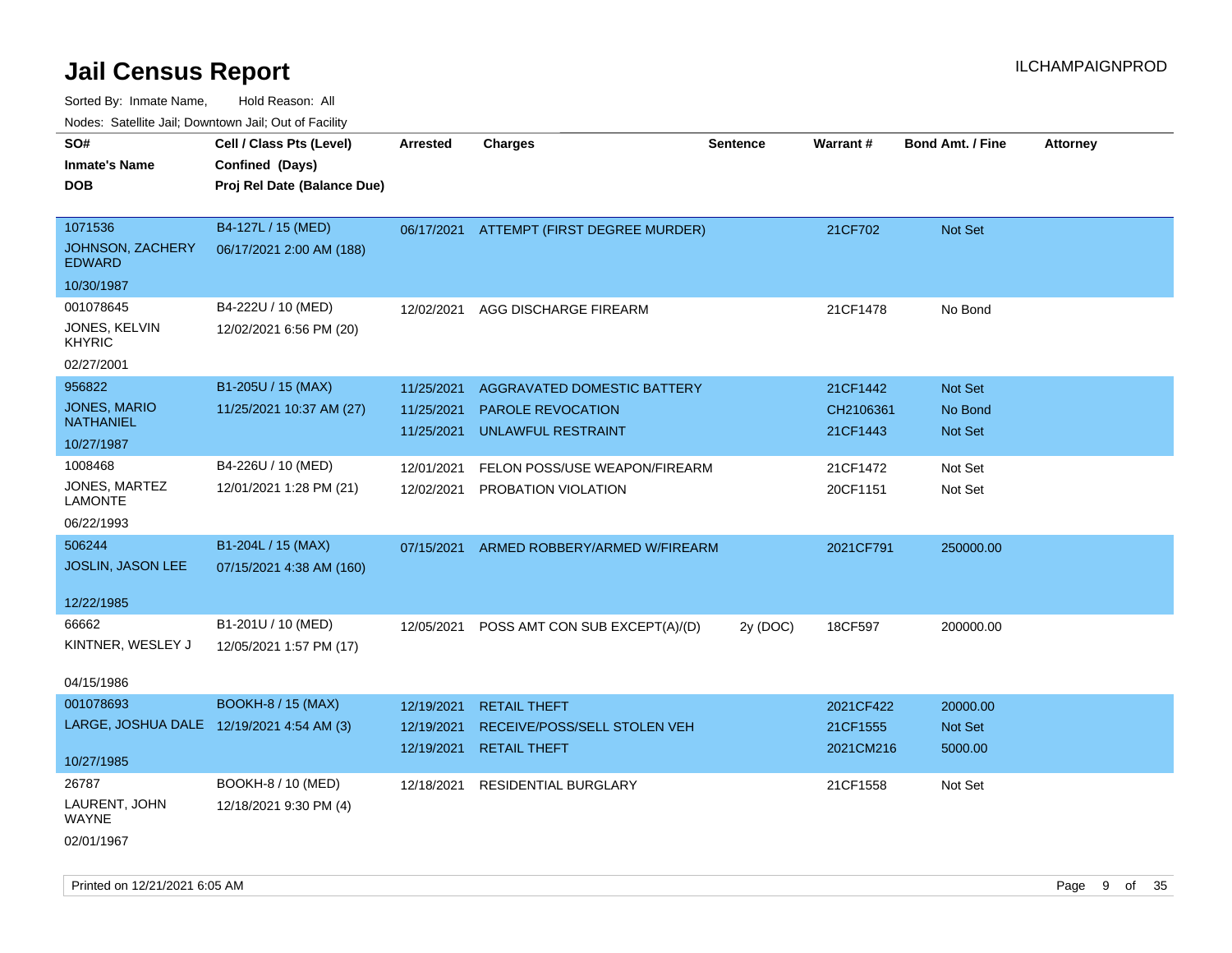# Jail Census Report

ILCHAMPAIGNPROD

Sorted By: Inmate Name, Hold Reason: All

Nodes: Satellite Jail; Downtown Jail; Out of Facility

| SO# / Inmate's Name / DOB | Cell / Class Pts (Level) / Confined (Days) / Proj Rel Date (Balance Due) | Arrested | Charges | Sentence | Warrant # | Bond Amt. / Fine | Attorney |
|---|---|---|---|---|---|---|---|
| 1071536<br>JOHNSON, ZACHERY EDWARD<br>10/30/1987 | B4-127L / 15 (MED)<br>06/17/2021 2:00 AM (188) | 06/17/2021 | ATTEMPT (FIRST DEGREE MURDER) | | 21CF702 | Not Set | |
| 001078645<br>JONES, KELVIN KHYRIC<br>02/27/2001 | B4-222U / 10 (MED)<br>12/02/2021 6:56 PM (20) | 12/02/2021 | AGG DISCHARGE FIREARM | | 21CF1478 | No Bond | |
| 956822<br>JONES, MARIO NATHANIEL<br>10/27/1987 | B1-205U / 15 (MAX)<br>11/25/2021 10:37 AM (27) | 11/25/2021<br>11/25/2021<br>11/25/2021 | AGGRAVATED DOMESTIC BATTERY<br>PAROLE REVOCATION<br>UNLAWFUL RESTRAINT | | 21CF1442<br>CH2106361<br>21CF1443 | Not Set<br>No Bond<br>Not Set | |
| 1008468<br>JONES, MARTEZ LAMONTE<br>06/22/1993 | B4-226U / 10 (MED)<br>12/01/2021 1:28 PM (21) | 12/01/2021<br>12/02/2021 | FELON POSS/USE WEAPON/FIREARM<br>PROBATION VIOLATION | | 21CF1472<br>20CF1151 | Not Set<br>Not Set | |
| 506244<br>JOSLIN, JASON LEE<br>12/22/1985 | B1-204L / 15 (MAX)<br>07/15/2021 4:38 AM (160) | 07/15/2021 | ARMED ROBBERY/ARMED W/FIREARM | | 2021CF791 | 250000.00 | |
| 66662<br>KINTNER, WESLEY J<br>04/15/1986 | B1-201U / 10 (MED)<br>12/05/2021 1:57 PM (17) | 12/05/2021 | POSS AMT CON SUB EXCEPT(A)/(D) | 2y (DOC) | 18CF597 | 200000.00 | |
| 001078693<br>LARGE, JOSHUA DALE<br>10/27/1985 | BOOKH-8 / 15 (MAX)<br>12/19/2021 4:54 AM (3) | 12/19/2021<br>12/19/2021<br>12/19/2021 | RETAIL THEFT<br>RECEIVE/POSS/SELL STOLEN VEH<br>RETAIL THEFT | | 2021CF422<br>21CF1555<br>2021CM216 | 20000.00<br>Not Set<br>5000.00 | |
| 26787<br>LAURENT, JOHN WAYNE<br>02/01/1967 | BOOKH-8 / 10 (MED)<br>12/18/2021 9:30 PM (4) | 12/18/2021 | RESIDENTIAL BURGLARY | | 21CF1558 | Not Set | |

Printed on 12/21/2021 6:05 AM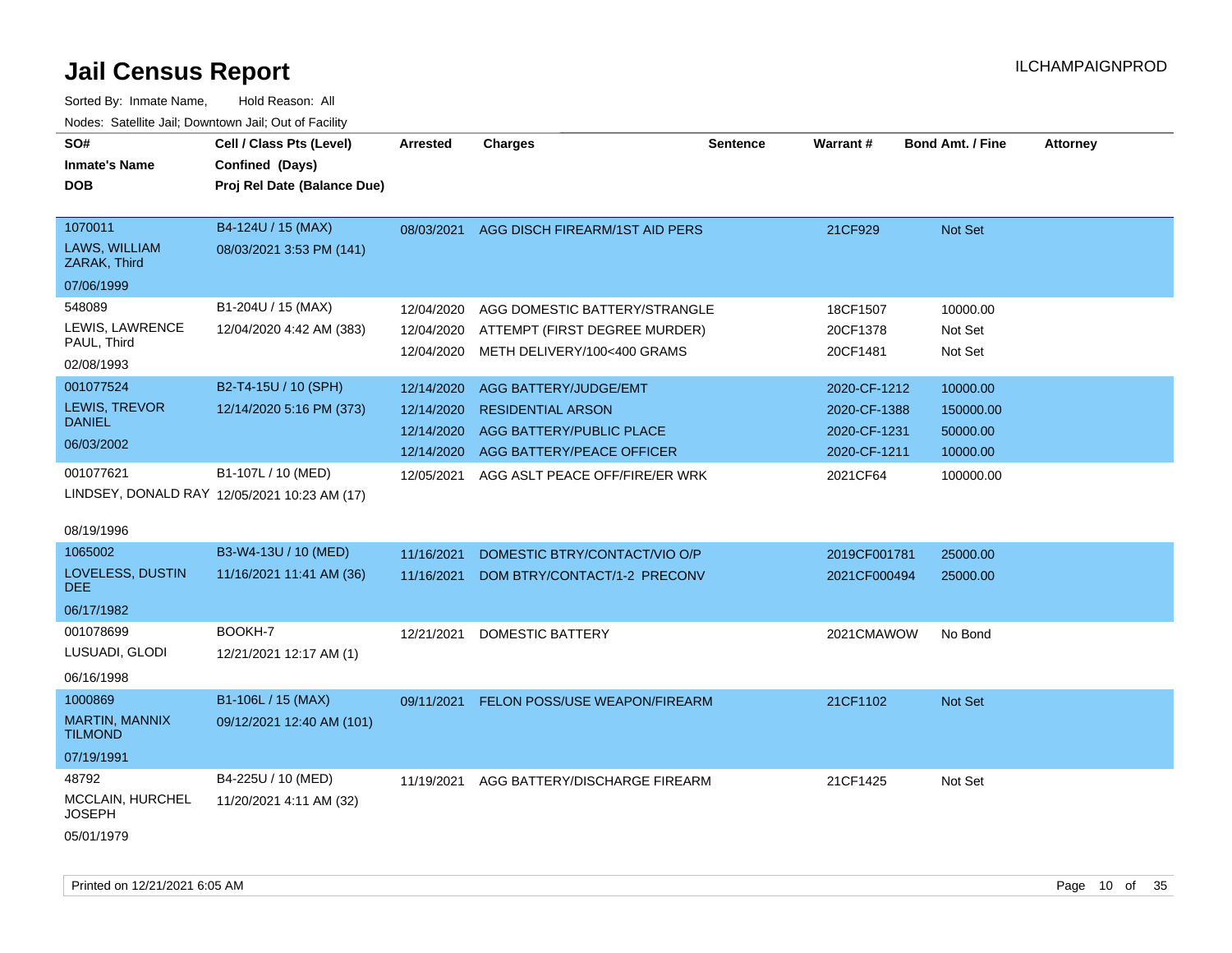# Jail Census Report

Sorted By: Inmate Name, Hold Reason: All

Nodes: Satellite Jail; Downtown Jail; Out of Facility

| SO# / Inmate's Name / DOB | Cell / Class Pts (Level) / Confined (Days) / Proj Rel Date (Balance Due) | Arrested | Charges | Sentence | Warrant # | Bond Amt. / Fine | Attorney |
|---|---|---|---|---|---|---|---|
| 1070011<br>LAWS, WILLIAM ZARAK, Third<br>07/06/1999 | B4-124U / 15 (MAX)<br>08/03/2021 3:53 PM (141) | 08/03/2021 | AGG DISCH FIREARM/1ST AID PERS | | 21CF929 | Not Set | |
| 548089<br>LEWIS, LAWRENCE PAUL, Third<br>02/08/1993 | B1-204U / 15 (MAX)<br>12/04/2020 4:42 AM (383) | 12/04/2020 | AGG DOMESTIC BATTERY/STRANGLE | | 18CF1507 | 10000.00 | |
| | | 12/04/2020 | ATTEMPT (FIRST DEGREE MURDER) | | 20CF1378 | Not Set | |
| | | 12/04/2020 | METH DELIVERY/100<400 GRAMS | | 20CF1481 | Not Set | |
| 001077524<br>LEWIS, TREVOR DANIEL<br>06/03/2002 | B2-T4-15U / 10 (SPH)<br>12/14/2020 5:16 PM (373) | 12/14/2020 | AGG BATTERY/JUDGE/EMT | | 2020-CF-1212 | 10000.00 | |
| | | 12/14/2020 | RESIDENTIAL ARSON | | 2020-CF-1388 | 150000.00 | |
| | | 12/14/2020 | AGG BATTERY/PUBLIC PLACE | | 2020-CF-1231 | 50000.00 | |
| | | 12/14/2020 | AGG BATTERY/PEACE OFFICER | | 2020-CF-1211 | 10000.00 | |
| 001077621<br>LINDSEY, DONALD RAY<br>08/19/1996 | B1-107L / 10 (MED)<br>12/05/2021 10:23 AM (17) | 12/05/2021 | AGG ASLT PEACE OFF/FIRE/ER WRK | | 2021CF64 | 100000.00 | |
| 1065002<br>LOVELESS, DUSTIN DEE<br>06/17/1982 | B3-W4-13U / 10 (MED)<br>11/16/2021 11:41 AM (36) | 11/16/2021 | DOMESTIC BTRY/CONTACT/VIO O/P | | 2019CF001781 | 25000.00 | |
| | | 11/16/2021 | DOM BTRY/CONTACT/1-2 PRECONV | | 2021CF000494 | 25000.00 | |
| 001078699<br>LUSUADI, GLODI<br>06/16/1998 | BOOKH-7<br>12/21/2021 12:17 AM (1) | 12/21/2021 | DOMESTIC BATTERY | | 2021CMAWOW | No Bond | |
| 1000869<br>MARTIN, MANNIX TILMOND<br>07/19/1991 | B1-106L / 15 (MAX)<br>09/12/2021 12:40 AM (101) | 09/11/2021 | FELON POSS/USE WEAPON/FIREARM | | 21CF1102 | Not Set | |
| 48792<br>MCCLAIN, HURCHEL JOSEPH<br>05/01/1979 | B4-225U / 10 (MED)<br>11/20/2021 4:11 AM (32) | 11/19/2021 | AGG BATTERY/DISCHARGE FIREARM | | 21CF1425 | Not Set | |

Printed on 12/21/2021 6:05 AM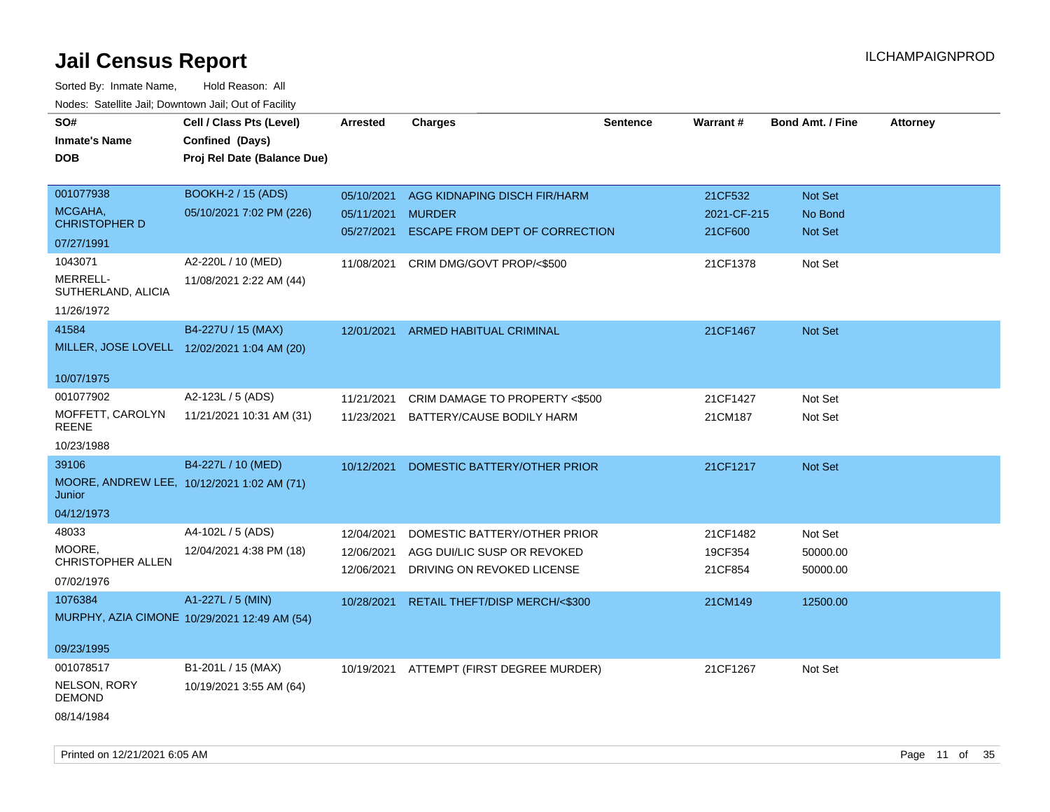# Jail Census Report

ILCHAMPAIGNPROD

Sorted By: Inmate Name, Hold Reason: All

Nodes: Satellite Jail; Downtown Jail; Out of Facility

| SO# / Inmate's Name / DOB | Cell / Class Pts (Level) / Confined (Days) / Proj Rel Date (Balance Due) | Arrested | Charges | Sentence | Warrant # | Bond Amt. / Fine | Attorney |
|---|---|---|---|---|---|---|---|
| 001077938<br>MCGAHA, CHRISTOPHER D<br>07/27/1991 | BOOKH-2 / 15 (ADS)<br>05/10/2021 7:02 PM (226) | 05/10/2021<br>05/11/2021<br>05/27/2021 | AGG KIDNAPING DISCH FIR/HARM<br>MURDER<br>ESCAPE FROM DEPT OF CORRECTION | | 21CF532<br>2021-CF-215<br>21CF600 | Not Set<br>No Bond<br>Not Set | |
| 1043071<br>MERRELL-SUTHERLAND, ALICIA<br>11/26/1972 | A2-220L / 10 (MED)<br>11/08/2021 2:22 AM (44) | 11/08/2021 | CRIM DMG/GOVT PROP/<$500 | | 21CF1378 | Not Set | |
| 41584<br>MILLER, JOSE LOVELL<br>10/07/1975 | B4-227U / 15 (MAX)<br>12/02/2021 1:04 AM (20) | 12/01/2021 | ARMED HABITUAL CRIMINAL | | 21CF1467 | Not Set | |
| 001077902<br>MOFFETT, CAROLYN REENE<br>10/23/1988 | A2-123L / 5 (ADS)<br>11/21/2021 10:31 AM (31) | 11/21/2021<br>11/23/2021 | CRIM DAMAGE TO PROPERTY <$500<br>BATTERY/CAUSE BODILY HARM | | 21CF1427<br>21CM187 | Not Set<br>Not Set | |
| 39106<br>MOORE, ANDREW LEE, Junior<br>04/12/1973 | B4-227L / 10 (MED)<br>10/12/2021 1:02 AM (71) | 10/12/2021 | DOMESTIC BATTERY/OTHER PRIOR | | 21CF1217 | Not Set | |
| 48033<br>MOORE, CHRISTOPHER ALLEN<br>07/02/1976 | A4-102L / 5 (ADS)<br>12/04/2021 4:38 PM (18) | 12/04/2021<br>12/06/2021<br>12/06/2021 | DOMESTIC BATTERY/OTHER PRIOR<br>AGG DUI/LIC SUSP OR REVOKED<br>DRIVING ON REVOKED LICENSE | | 21CF1482<br>19CF354<br>21CF854 | Not Set<br>50000.00<br>50000.00 | |
| 1076384<br>MURPHY, AZIA CIMONE<br>09/23/1995 | A1-227L / 5 (MIN)<br>10/29/2021 12:49 AM (54) | 10/28/2021 | RETAIL THEFT/DISP MERCH/<$300 | | 21CM149 | 12500.00 | |
| 001078517<br>NELSON, RORY DEMOND<br>08/14/1984 | B1-201L / 15 (MAX)<br>10/19/2021 3:55 AM (64) | 10/19/2021 | ATTEMPT (FIRST DEGREE MURDER) | | 21CF1267 | Not Set | |

Printed on 12/21/2021 6:05 AM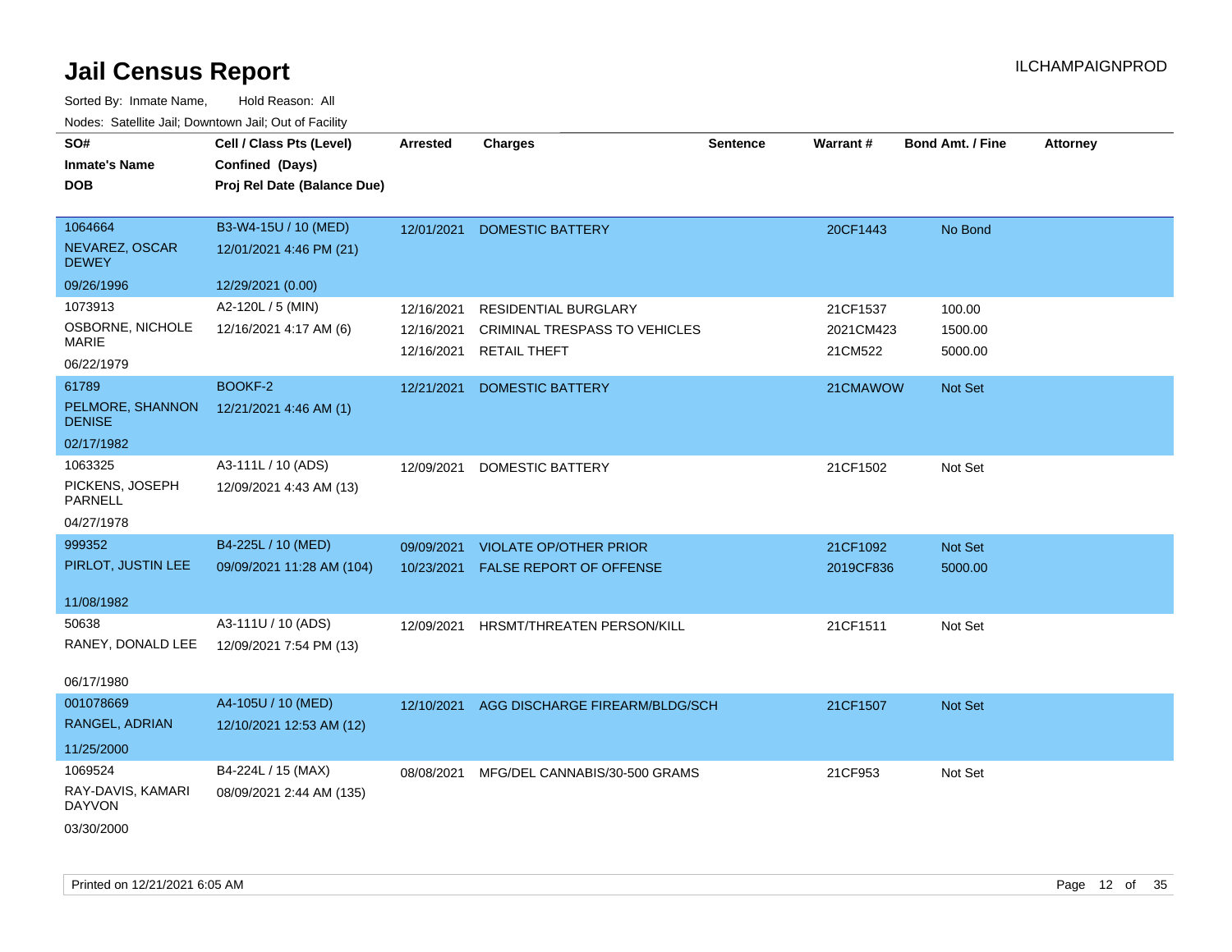# Jail Census Report

ILCHAMPAIGNPROD

Sorted By: Inmate Name,     Hold Reason: All

Nodes: Satellite Jail; Downtown Jail; Out of Facility

| SO# / Inmate's Name / DOB | Cell / Class Pts (Level) / Confined (Days) / Proj Rel Date (Balance Due) | Arrested | Charges | Sentence | Warrant # | Bond Amt. / Fine | Attorney |
|---|---|---|---|---|---|---|---|
| 1064664<br>NEVAREZ, OSCAR DEWEY<br>09/26/1996 | B3-W4-15U / 10 (MED)<br>12/01/2021 4:46 PM (21)<br>12/29/2021 (0.00) | 12/01/2021 | DOMESTIC BATTERY | | 20CF1443 | No Bond | |
| 1073913<br>OSBORNE, NICHOLE MARIE<br>06/22/1979 | A2-120L / 5 (MIN)<br>12/16/2021 4:17 AM (6) | 12/16/2021<br>12/16/2021<br>12/16/2021 | RESIDENTIAL BURGLARY<br>CRIMINAL TRESPASS TO VEHICLES<br>RETAIL THEFT | | 21CF1537<br>2021CM423<br>21CM522 | 100.00<br>1500.00<br>5000.00 | |
| 61789<br>PELMORE, SHANNON DENISE<br>02/17/1982 | BOOKF-2<br>12/21/2021 4:46 AM (1) | 12/21/2021 | DOMESTIC BATTERY | | 21CMAWOW | Not Set | |
| 1063325<br>PICKENS, JOSEPH PARNELL<br>04/27/1978 | A3-111L / 10 (ADS)<br>12/09/2021 4:43 AM (13) | 12/09/2021 | DOMESTIC BATTERY | | 21CF1502 | Not Set | |
| 999352<br>PIRLOT, JUSTIN LEE<br>11/08/1982 | B4-225L / 10 (MED)<br>09/09/2021 11:28 AM (104) | 09/09/2021<br>10/23/2021 | VIOLATE OP/OTHER PRIOR<br>FALSE REPORT OF OFFENSE | | 21CF1092<br>2019CF836 | Not Set<br>5000.00 | |
| 50638<br>RANEY, DONALD LEE<br>06/17/1980 | A3-111U / 10 (ADS)<br>12/09/2021 7:54 PM (13) | 12/09/2021 | HRSMT/THREATEN PERSON/KILL | | 21CF1511 | Not Set | |
| 001078669<br>RANGEL, ADRIAN<br>11/25/2000 | A4-105U / 10 (MED)<br>12/10/2021 12:53 AM (12) | 12/10/2021 | AGG DISCHARGE FIREARM/BLDG/SCH | | 21CF1507 | Not Set | |
| 1069524<br>RAY-DAVIS, KAMARI DAYVON<br>03/30/2000 | B4-224L / 15 (MAX)<br>08/09/2021 2:44 AM (135) | 08/08/2021 | MFG/DEL CANNABIS/30-500 GRAMS | | 21CF953 | Not Set | |

Printed on 12/21/2021 6:05 AM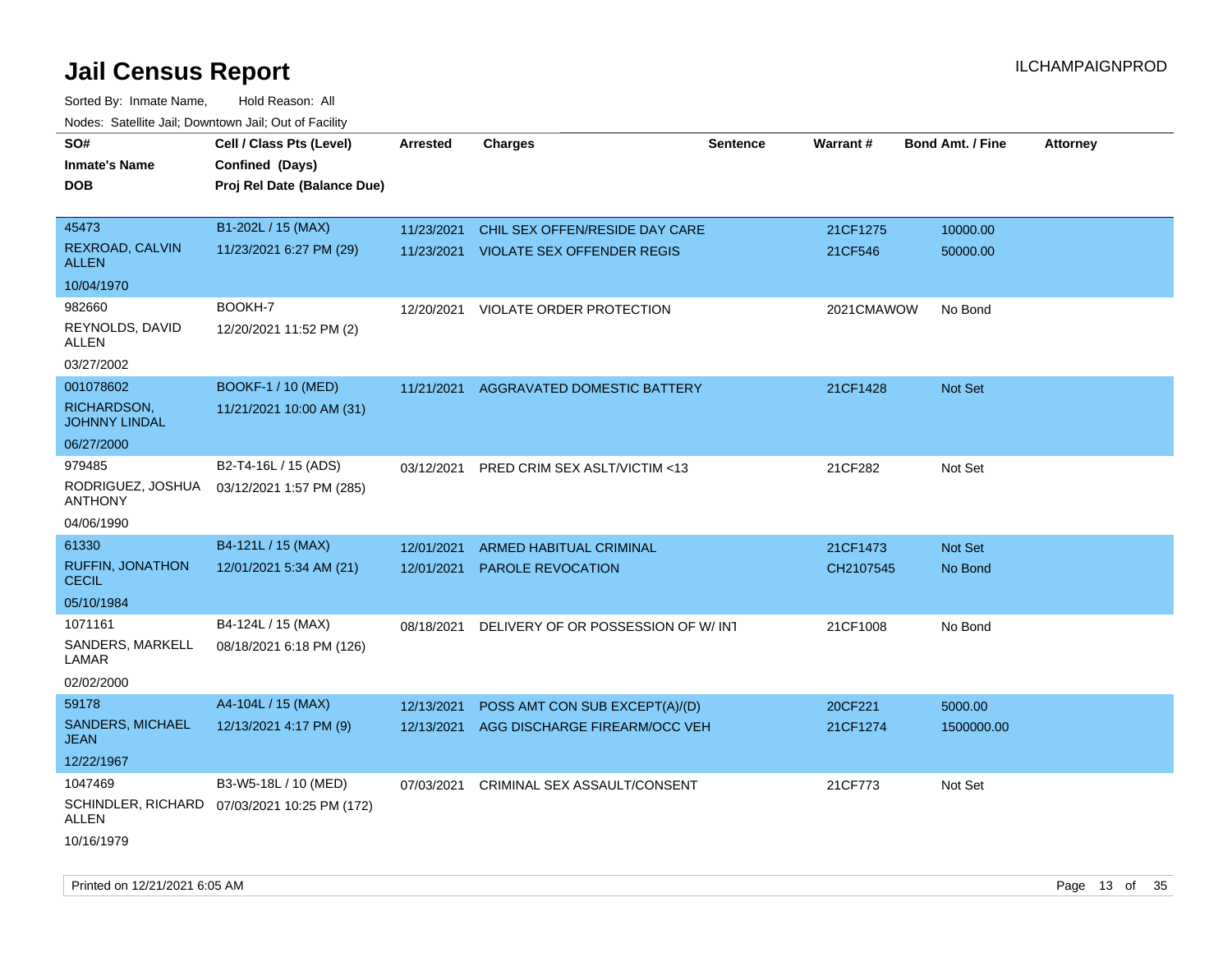# Jail Census Report

ILCHAMPAIGNPROD

Sorted By: Inmate Name, Hold Reason: All

Nodes: Satellite Jail; Downtown Jail; Out of Facility

| SO# / Inmate's Name / DOB | Cell / Class Pts (Level) / Confined (Days) / Proj Rel Date (Balance Due) | Arrested | Charges | Sentence | Warrant # | Bond Amt. / Fine | Attorney |
|---|---|---|---|---|---|---|---|
| 45473<br>REXROAD, CALVIN ALLEN<br>10/04/1970 | B1-202L / 15 (MAX)<br>11/23/2021 6:27 PM (29) | 11/23/2021<br>11/23/2021 | CHIL SEX OFFEN/RESIDE DAY CARE<br>VIOLATE SEX OFFENDER REGIS | | 21CF1275<br>21CF546 | 10000.00<br>50000.00 | |
| 982660<br>REYNOLDS, DAVID ALLEN<br>03/27/2002 | BOOKH-7<br>12/20/2021 11:52 PM (2) | 12/20/2021 | VIOLATE ORDER PROTECTION | | 2021CMAWOW | No Bond | |
| 001078602<br>RICHARDSON, JOHNNY LINDAL<br>06/27/2000 | BOOKF-1 / 10 (MED)<br>11/21/2021 10:00 AM (31) | 11/21/2021 | AGGRAVATED DOMESTIC BATTERY | | 21CF1428 | Not Set | |
| 979485<br>RODRIGUEZ, JOSHUA ANTHONY<br>04/06/1990 | B2-T4-16L / 15 (ADS)<br>03/12/2021 1:57 PM (285) | 03/12/2021 | PRED CRIM SEX ASLT/VICTIM <13 | | 21CF282 | Not Set | |
| 61330<br>RUFFIN, JONATHON CECIL<br>05/10/1984 | B4-121L / 15 (MAX)<br>12/01/2021 5:34 AM (21) | 12/01/2021<br>12/01/2021 | ARMED HABITUAL CRIMINAL<br>PAROLE REVOCATION | | 21CF1473<br>CH2107545 | Not Set<br>No Bond | |
| 1071161<br>SANDERS, MARKELL LAMAR<br>02/02/2000 | B4-124L / 15 (MAX)<br>08/18/2021 6:18 PM (126) | 08/18/2021 | DELIVERY OF OR POSSESSION OF W/ INT | | 21CF1008 | No Bond | |
| 59178<br>SANDERS, MICHAEL JEAN<br>12/22/1967 | A4-104L / 15 (MAX)<br>12/13/2021 4:17 PM (9) | 12/13/2021<br>12/13/2021 | POSS AMT CON SUB EXCEPT(A)/(D)<br>AGG DISCHARGE FIREARM/OCC VEH | | 20CF221<br>21CF1274 | 5000.00<br>1500000.00 | |
| 1047469<br>SCHINDLER, RICHARD ALLEN<br>10/16/1979 | B3-W5-18L / 10 (MED)<br>07/03/2021 10:25 PM (172) | 07/03/2021 | CRIMINAL SEX ASSAULT/CONSENT | | 21CF773 | Not Set | |

Printed on 12/21/2021 6:05 AM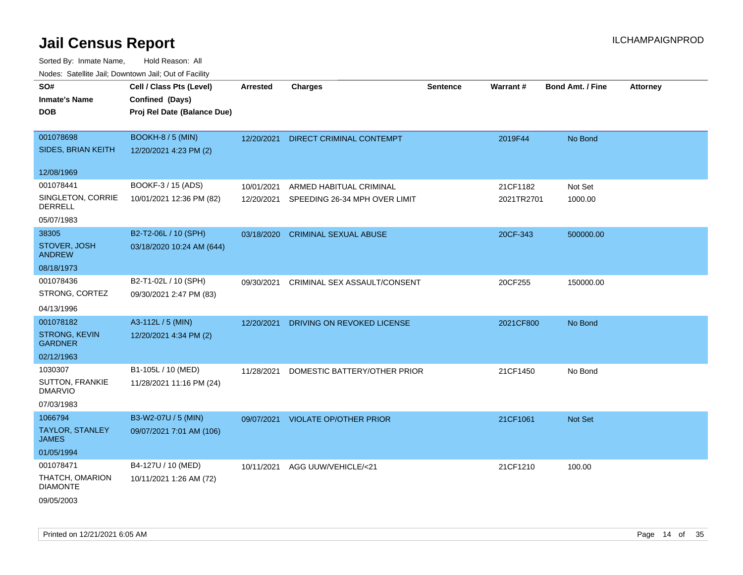# Jail Census Report

Sorted By: Inmate Name, Hold Reason: All

Nodes: Satellite Jail; Downtown Jail; Out of Facility

| SO# / Inmate's Name / DOB | Cell / Class Pts (Level) / Confined (Days) / Proj Rel Date (Balance Due) | Arrested | Charges | Sentence | Warrant # | Bond Amt. / Fine | Attorney |
|---|---|---|---|---|---|---|---|
| 001078698<br>SIDES, BRIAN KEITH<br>12/08/1969 | BOOKH-8 / 5 (MIN)<br>12/20/2021 4:23 PM (2) | 12/20/2021 | DIRECT CRIMINAL CONTEMPT | | 2019F44 | No Bond | |
| 001078441<br>SINGLETON, CORRIE DERRELL<br>05/07/1983 | BOOKF-3 / 15 (ADS)<br>10/01/2021 12:36 PM (82) | 10/01/2021<br>12/20/2021 | ARMED HABITUAL CRIMINAL<br>SPEEDING 26-34 MPH OVER LIMIT | | 21CF1182<br>2021TR2701 | Not Set<br>1000.00 | |
| 38305<br>STOVER, JOSH ANDREW<br>08/18/1973 | B2-T2-06L / 10 (SPH)<br>03/18/2020 10:24 AM (644) | 03/18/2020 | CRIMINAL SEXUAL ABUSE | | 20CF-343 | 500000.00 | |
| 001078436<br>STRONG, CORTEZ<br>04/13/1996 | B2-T1-02L / 10 (SPH)<br>09/30/2021 2:47 PM (83) | 09/30/2021 | CRIMINAL SEX ASSAULT/CONSENT | | 20CF255 | 150000.00 | |
| 001078182<br>STRONG, KEVIN GARDNER<br>02/12/1963 | A3-112L / 5 (MIN)<br>12/20/2021 4:34 PM (2) | 12/20/2021 | DRIVING ON REVOKED LICENSE | | 2021CF800 | No Bond | |
| 1030307<br>SUTTON, FRANKIE DMARVIO<br>07/03/1983 | B1-105L / 10 (MED)<br>11/28/2021 11:16 PM (24) | 11/28/2021 | DOMESTIC BATTERY/OTHER PRIOR | | 21CF1450 | No Bond | |
| 1066794<br>TAYLOR, STANLEY JAMES<br>01/05/1994 | B3-W2-07U / 5 (MIN)<br>09/07/2021 7:01 AM (106) | 09/07/2021 | VIOLATE OP/OTHER PRIOR | | 21CF1061 | Not Set | |
| 001078471<br>THATCH, OMARION DIAMONTE<br>09/05/2003 | B4-127U / 10 (MED)<br>10/11/2021 1:26 AM (72) | 10/11/2021 | AGG UUW/VEHICLE/<21 | | 21CF1210 | 100.00 | |

Printed on 12/21/2021 6:05 AM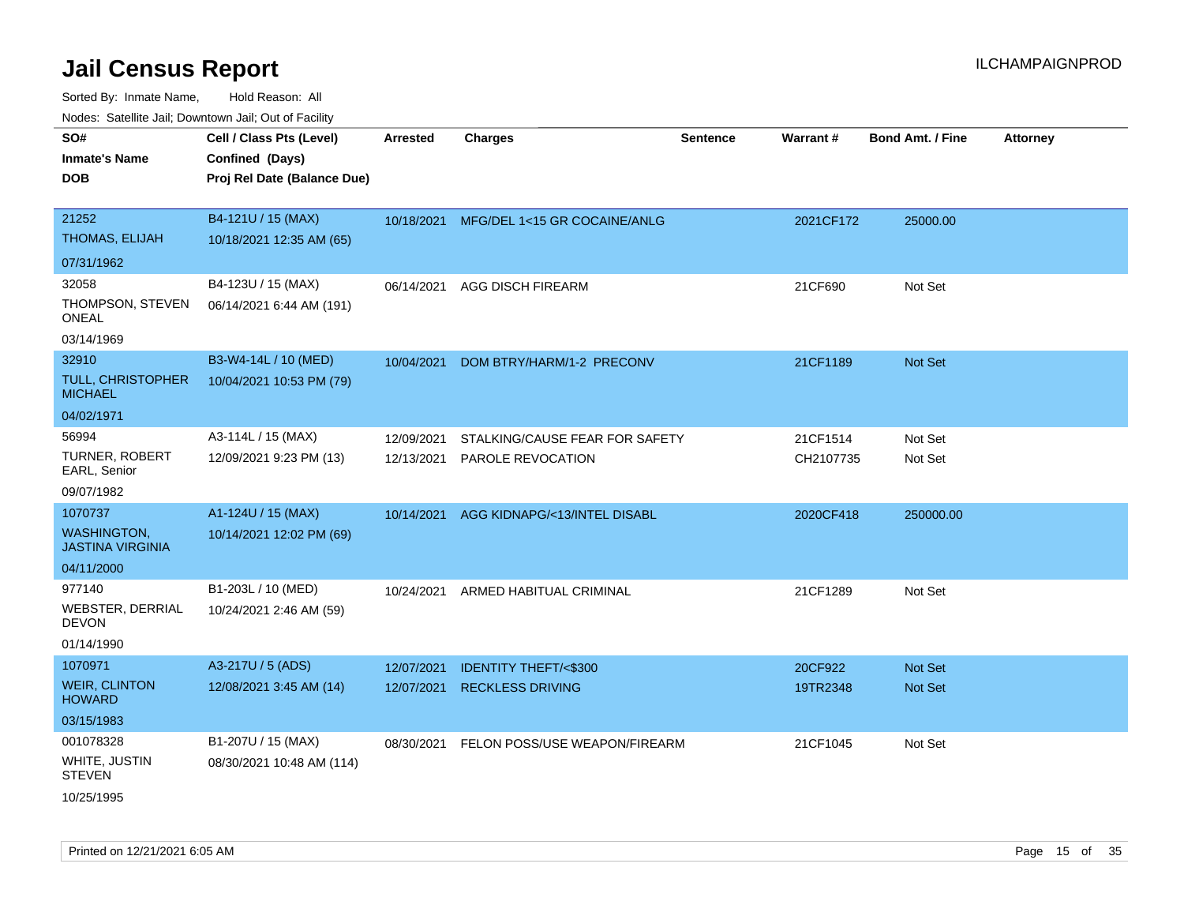# Jail Census Report

ILCHAMPAIGNPROD

Sorted By: Inmate Name, Hold Reason: All

Nodes: Satellite Jail; Downtown Jail; Out of Facility

| SO# / Inmate's Name / DOB | Cell / Class Pts (Level) / Confined (Days) / Proj Rel Date (Balance Due) | Arrested | Charges | Sentence | Warrant # | Bond Amt. / Fine | Attorney |
|---|---|---|---|---|---|---|---|
| 21252<br>THOMAS, ELIJAH<br>07/31/1962 | B4-121U / 15 (MAX)<br>10/18/2021 12:35 AM (65) | 10/18/2021 | MFG/DEL 1<15 GR COCAINE/ANLG | | 2021CF172 | 25000.00 | |
| 32058<br>THOMPSON, STEVEN ONEAL<br>03/14/1969 | B4-123U / 15 (MAX)<br>06/14/2021 6:44 AM (191) | 06/14/2021 | AGG DISCH FIREARM | | 21CF690 | Not Set | |
| 32910<br>TULL, CHRISTOPHER MICHAEL<br>04/02/1971 | B3-W4-14L / 10 (MED)<br>10/04/2021 10:53 PM (79) | 10/04/2021 | DOM BTRY/HARM/1-2 PRECONV | | 21CF1189 | Not Set | |
| 56994<br>TURNER, ROBERT EARL, Senior<br>09/07/1982 | A3-114L / 15 (MAX)<br>12/09/2021 9:23 PM (13) | 12/09/2021<br>12/13/2021 | STALKING/CAUSE FEAR FOR SAFETY<br>PAROLE REVOCATION | | 21CF1514<br>CH2107735 | Not Set<br>Not Set | |
| 1070737<br>WASHINGTON, JASTINA VIRGINIA<br>04/11/2000 | A1-124U / 15 (MAX)<br>10/14/2021 12:02 PM (69) | 10/14/2021 | AGG KIDNAPG/<13/INTEL DISABL | | 2020CF418 | 250000.00 | |
| 977140<br>WEBSTER, DERRIAL DEVON<br>01/14/1990 | B1-203L / 10 (MED)<br>10/24/2021 2:46 AM (59) | 10/24/2021 | ARMED HABITUAL CRIMINAL | | 21CF1289 | Not Set | |
| 1070971<br>WEIR, CLINTON HOWARD<br>03/15/1983 | A3-217U / 5 (ADS)<br>12/08/2021 3:45 AM (14) | 12/07/2021<br>12/07/2021 | IDENTITY THEFT/<$300<br>RECKLESS DRIVING | | 20CF922<br>19TR2348 | Not Set<br>Not Set | |
| 001078328<br>WHITE, JUSTIN STEVEN<br>10/25/1995 | B1-207U / 15 (MAX)<br>08/30/2021 10:48 AM (114) | 08/30/2021 | FELON POSS/USE WEAPON/FIREARM | | 21CF1045 | Not Set | |

Printed on 12/21/2021 6:05 AM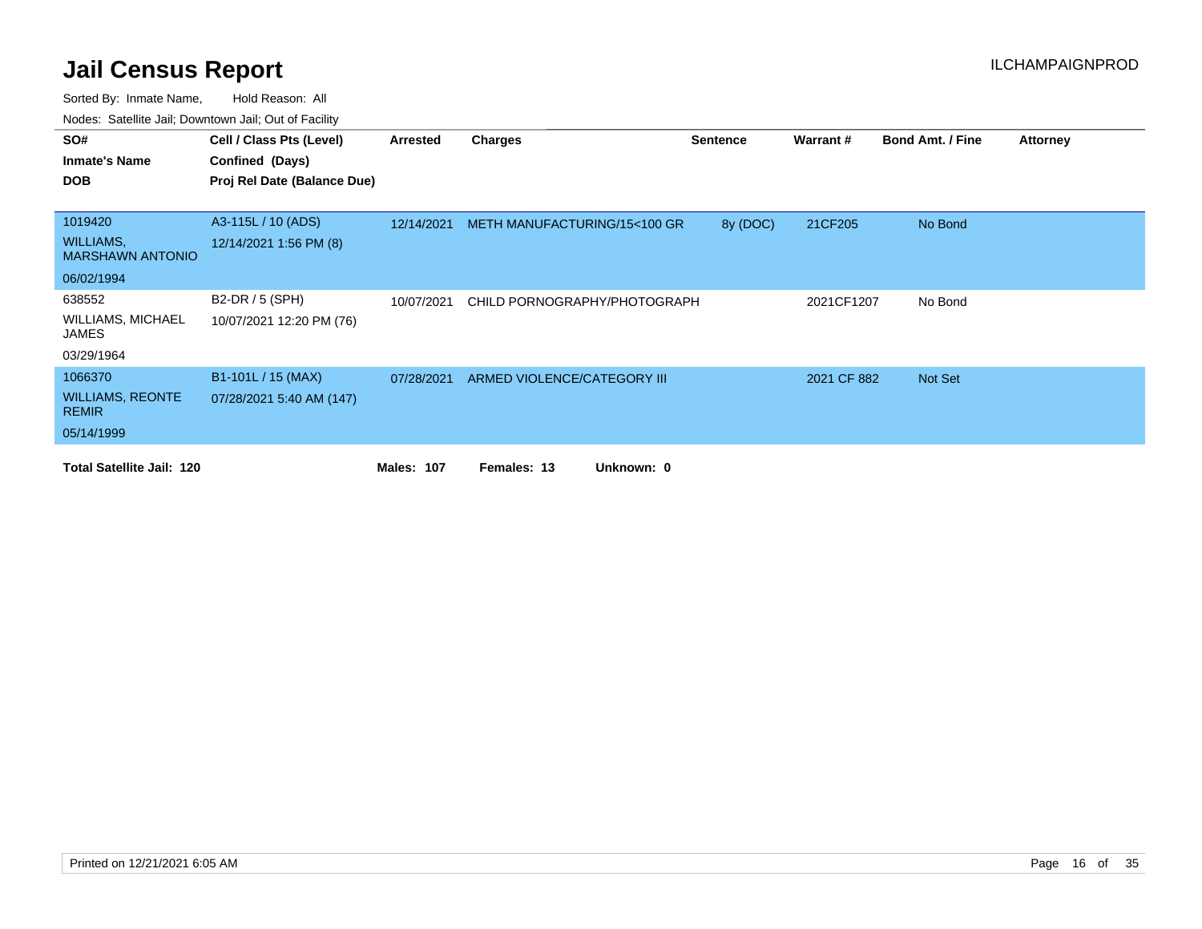# Jail Census Report

ILCHAMPAIGNPROD

Sorted By: Inmate Name, Hold Reason: All

Nodes: Satellite Jail; Downtown Jail; Out of Facility

| SO# / Inmate's Name / DOB | Cell / Class Pts (Level) / Confined (Days) / Proj Rel Date (Balance Due) | Arrested | Charges | Sentence | Warrant # | Bond Amt. / Fine | Attorney |
|---|---|---|---|---|---|---|---|
| 1019420<br>WILLIAMS, MARSHAWN ANTONIO<br>06/02/1994 | A3-115L / 10 (ADS)<br>12/14/2021 1:56 PM (8) | 12/14/2021 | METH MANUFACTURING/15<100 GR | 8y (DOC) | 21CF205 | No Bond | |
| 638552<br>WILLIAMS, MICHAEL JAMES<br>03/29/1964 | B2-DR / 5 (SPH)<br>10/07/2021 12:20 PM (76) | 10/07/2021 | CHILD PORNOGRAPHY/PHOTOGRAPH | | 2021CF1207 | No Bond | |
| 1066370<br>WILLIAMS, REONTE REMIR<br>05/14/1999 | B1-101L / 15 (MAX)<br>07/28/2021 5:40 AM (147) | 07/28/2021 | ARMED VIOLENCE/CATEGORY III | | 2021 CF 882 | Not Set | |

**Total Satellite Jail: 120** **Males: 107** **Females: 13** **Unknown: 0**

Printed on 12/21/2021 6:05 AM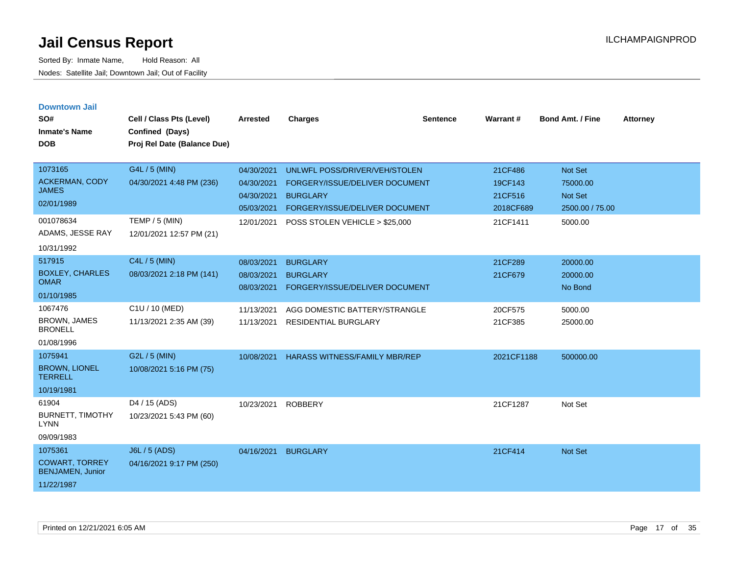# Jail Census Report

ILCHAMPAIGNPROD

Sorted By: Inmate Name, Hold Reason: All

Nodes: Satellite Jail; Downtown Jail; Out of Facility

## Downtown Jail

| SO# / Inmate's Name / DOB | Cell / Class Pts (Level) / Confined (Days) / Proj Rel Date (Balance Due) | Arrested | Charges | Sentence | Warrant # | Bond Amt. / Fine | Attorney |
|---|---|---|---|---|---|---|---|
| 1073165<br>ACKERMAN, CODY JAMES<br>02/01/1989 | G4L / 5 (MIN)<br>04/30/2021 4:48 PM (236) | 04/30/2021 | UNLWFL POSS/DRIVER/VEH/STOLEN | | 21CF486 | Not Set | |
| | | 04/30/2021 | FORGERY/ISSUE/DELIVER DOCUMENT | | 19CF143 | 75000.00 | |
| | | 04/30/2021 | BURGLARY | | 21CF516 | Not Set | |
| | | 05/03/2021 | FORGERY/ISSUE/DELIVER DOCUMENT | | 2018CF689 | 2500.00 / 75.00 | |
| 001078634<br>ADAMS, JESSE RAY<br>10/31/1992 | TEMP / 5 (MIN)<br>12/01/2021 12:57 PM (21) | 12/01/2021 | POSS STOLEN VEHICLE > $25,000 | | 21CF1411 | 5000.00 | |
| 517915<br>BOXLEY, CHARLES OMAR<br>01/10/1985 | C4L / 5 (MIN)<br>08/03/2021 2:18 PM (141) | 08/03/2021 | BURGLARY | | 21CF289 | 20000.00 | |
| | | 08/03/2021 | BURGLARY | | 21CF679 | 20000.00 | |
| | | 08/03/2021 | FORGERY/ISSUE/DELIVER DOCUMENT | | | No Bond | |
| 1067476<br>BROWN, JAMES BRONELL<br>01/08/1996 | C1U / 10 (MED)<br>11/13/2021 2:35 AM (39) | 11/13/2021 | AGG DOMESTIC BATTERY/STRANGLE | | 20CF575 | 5000.00 | |
| | | 11/13/2021 | RESIDENTIAL BURGLARY | | 21CF385 | 25000.00 | |
| 1075941<br>BROWN, LIONEL TERRELL<br>10/19/1981 | G2L / 5 (MIN)<br>10/08/2021 5:16 PM (75) | 10/08/2021 | HARASS WITNESS/FAMILY MBR/REP | | 2021CF1188 | 500000.00 | |
| 61904<br>BURNETT, TIMOTHY LYNN<br>09/09/1983 | D4 / 15 (ADS)<br>10/23/2021 5:43 PM (60) | 10/23/2021 | ROBBERY | | 21CF1287 | Not Set | |
| 1075361<br>COWART, TORREY BENJAMEN, Junior<br>11/22/1987 | J6L / 5 (ADS)<br>04/16/2021 9:17 PM (250) | 04/16/2021 | BURGLARY | | 21CF414 | Not Set | |

Printed on 12/21/2021 6:05 AM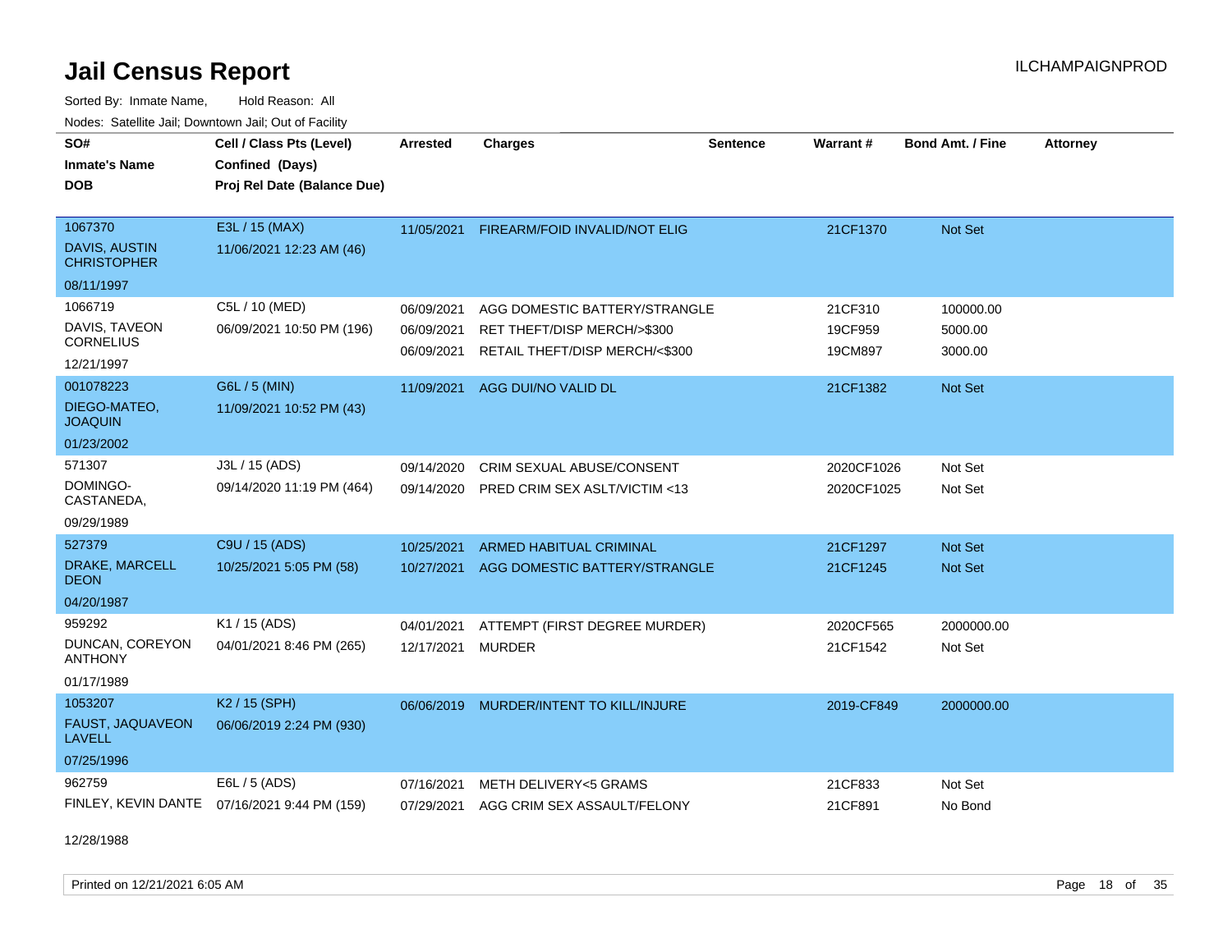# Jail Census Report

ILCHAMPAIGNPROD

Sorted By: Inmate Name, Hold Reason: All

Nodes: Satellite Jail; Downtown Jail; Out of Facility

| SO# / Inmate's Name / DOB | Cell / Class Pts (Level) / Confined (Days) / Proj Rel Date (Balance Due) | Arrested | Charges | Sentence | Warrant # | Bond Amt. / Fine | Attorney |
|---|---|---|---|---|---|---|---|
| 1067370<br>DAVIS, AUSTIN CHRISTOPHER<br>08/11/1997 | E3L / 15 (MAX)<br>11/06/2021 12:23 AM (46) | 11/05/2021 | FIREARM/FOID INVALID/NOT ELIG | | 21CF1370 | Not Set | |
| 1066719<br>DAVIS, TAVEON CORNELIUS<br>12/21/1997 | C5L / 10 (MED)<br>06/09/2021 10:50 PM (196) | 06/09/2021 | AGG DOMESTIC BATTERY/STRANGLE | | 21CF310 | 100000.00 | |
| | | 06/09/2021 | RET THEFT/DISP MERCH/>$300 | | 19CF959 | 5000.00 | |
| | | 06/09/2021 | RETAIL THEFT/DISP MERCH/<$300 | | 19CM897 | 3000.00 | |
| 001078223<br>DIEGO-MATEO, JOAQUIN<br>01/23/2002 | G6L / 5 (MIN)<br>11/09/2021 10:52 PM (43) | 11/09/2021 | AGG DUI/NO VALID DL | | 21CF1382 | Not Set | |
| 571307<br>DOMINGO-CASTANEDA,<br>09/29/1989 | J3L / 15 (ADS)<br>09/14/2020 11:19 PM (464) | 09/14/2020 | CRIM SEXUAL ABUSE/CONSENT | | 2020CF1026 | Not Set | |
| | | 09/14/2020 | PRED CRIM SEX ASLT/VICTIM <13 | | 2020CF1025 | Not Set | |
| 527379<br>DRAKE, MARCELL DEON<br>04/20/1987 | C9U / 15 (ADS)<br>10/25/2021 5:05 PM (58) | 10/25/2021 | ARMED HABITUAL CRIMINAL | | 21CF1297 | Not Set | |
| | | 10/27/2021 | AGG DOMESTIC BATTERY/STRANGLE | | 21CF1245 | Not Set | |
| 959292<br>DUNCAN, COREYON ANTHONY<br>01/17/1989 | K1 / 15 (ADS)<br>04/01/2021 8:46 PM (265) | 04/01/2021 | ATTEMPT (FIRST DEGREE MURDER) | | 2020CF565 | 2000000.00 | |
| | | 12/17/2021 | MURDER | | 21CF1542 | Not Set | |
| 1053207<br>FAUST, JAQUAVEON LAVELL<br>07/25/1996 | K2 / 15 (SPH)<br>06/06/2019 2:24 PM (930) | 06/06/2019 | MURDER/INTENT TO KILL/INJURE | | 2019-CF849 | 2000000.00 | |
| 962759<br>FINLEY, KEVIN DANTE<br>12/28/1988 | E6L / 5 (ADS)<br>07/16/2021 9:44 PM (159) | 07/16/2021 | METH DELIVERY<5 GRAMS | | 21CF833 | Not Set | |
| | | 07/29/2021 | AGG CRIM SEX ASSAULT/FELONY | | 21CF891 | No Bond | |

Printed on 12/21/2021 6:05 AM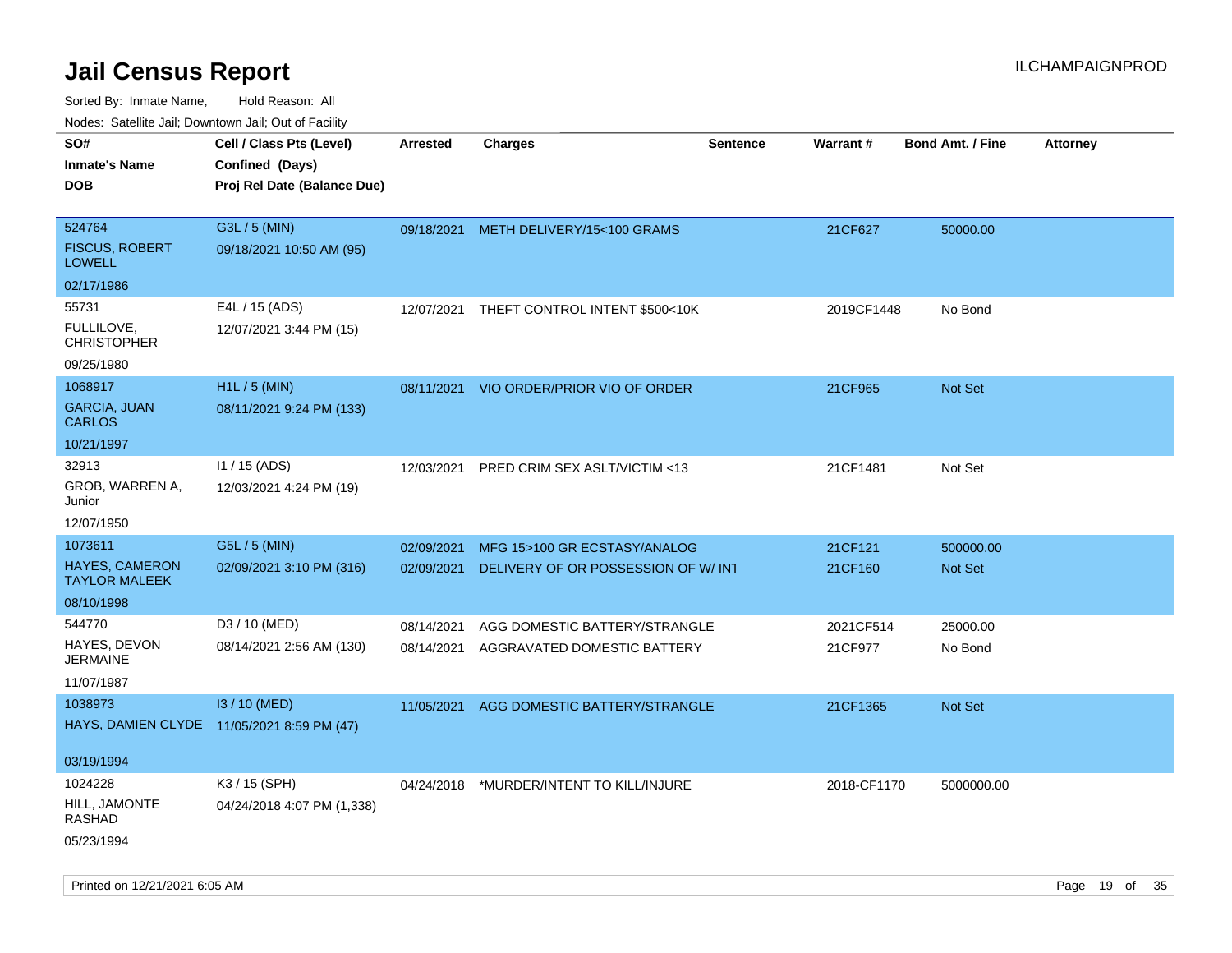# Jail Census Report

ILCHAMPAIGNPROD

Sorted By: Inmate Name, Hold Reason: All

Nodes: Satellite Jail; Downtown Jail; Out of Facility

| SO# / Inmate's Name / DOB | Cell / Class Pts (Level) / Confined (Days) / Proj Rel Date (Balance Due) | Arrested | Charges | Sentence | Warrant # | Bond Amt. / Fine | Attorney |
|---|---|---|---|---|---|---|---|
| 524764<br>FISCUS, ROBERT LOWELL<br>02/17/1986 | G3L / 5 (MIN)<br>09/18/2021 10:50 AM (95) | 09/18/2021 | METH DELIVERY/15<100 GRAMS | | 21CF627 | 50000.00 | |
| 55731<br>FULLILOVE, CHRISTOPHER<br>09/25/1980 | E4L / 15 (ADS)<br>12/07/2021 3:44 PM (15) | 12/07/2021 | THEFT CONTROL INTENT $500<10K | | 2019CF1448 | No Bond | |
| 1068917<br>GARCIA, JUAN CARLOS<br>10/21/1997 | H1L / 5 (MIN)<br>08/11/2021 9:24 PM (133) | 08/11/2021 | VIO ORDER/PRIOR VIO OF ORDER | | 21CF965 | Not Set | |
| 32913<br>GROB, WARREN A, Junior<br>12/07/1950 | I1 / 15 (ADS)<br>12/03/2021 4:24 PM (19) | 12/03/2021 | PRED CRIM SEX ASLT/VICTIM <13 | | 21CF1481 | Not Set | |
| 1073611<br>HAYES, CAMERON TAYLOR MALEEK<br>08/10/1998 | G5L / 5 (MIN)<br>02/09/2021 3:10 PM (316) | 02/09/2021<br>02/09/2021 | MFG 15>100 GR ECSTASY/ANALOG<br>DELIVERY OF OR POSSESSION OF W/ INT | | 21CF121<br>21CF160 | 500000.00<br>Not Set | |
| 544770<br>HAYES, DEVON JERMAINE<br>11/07/1987 | D3 / 10 (MED)<br>08/14/2021 2:56 AM (130) | 08/14/2021<br>08/14/2021 | AGG DOMESTIC BATTERY/STRANGLE<br>AGGRAVATED DOMESTIC BATTERY | | 2021CF514<br>21CF977 | 25000.00<br>No Bond | |
| 1038973<br>HAYS, DAMIEN CLYDE<br>03/19/1994 | I3 / 10 (MED)<br>11/05/2021 8:59 PM (47) | 11/05/2021 | AGG DOMESTIC BATTERY/STRANGLE | | 21CF1365 | Not Set | |
| 1024228<br>HILL, JAMONTE RASHAD<br>05/23/1994 | K3 / 15 (SPH)<br>04/24/2018 4:07 PM (1,338) | 04/24/2018 | *MURDER/INTENT TO KILL/INJURE | | 2018-CF1170 | 5000000.00 | |

Printed on 12/21/2021 6:05 AM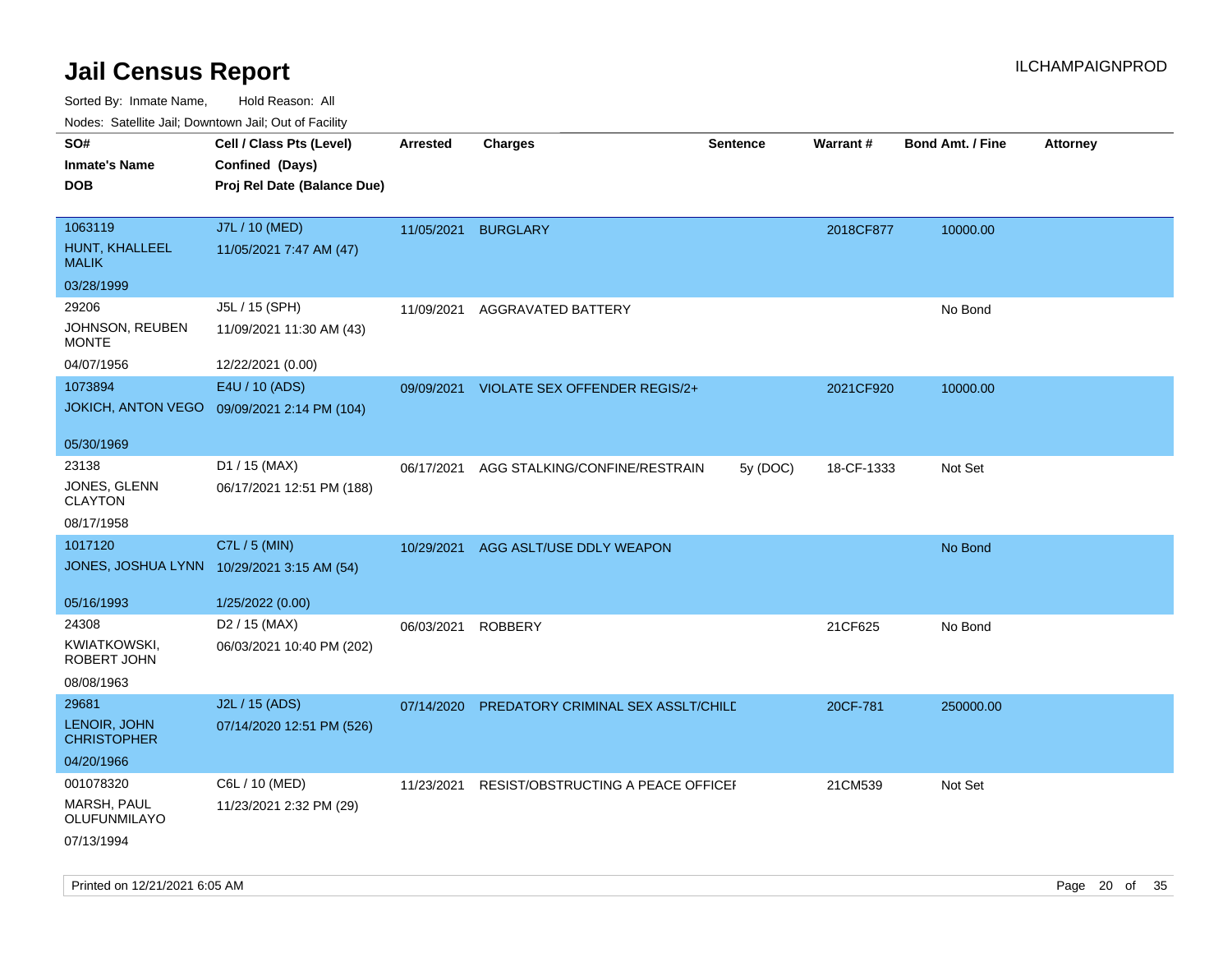# Jail Census Report

Sorted By: Inmate Name, Hold Reason: All

Nodes: Satellite Jail; Downtown Jail; Out of Facility

ILCHAMPAIGNPROD

| SO# / Inmate's Name / DOB | Cell / Class Pts (Level) / Confined (Days) / Proj Rel Date (Balance Due) | Arrested | Charges | Sentence | Warrant # | Bond Amt. / Fine | Attorney |
|---|---|---|---|---|---|---|---|
| 1063119<br>HUNT, KHALLEEL MALIK<br>03/28/1999 | J7L / 10 (MED)<br>11/05/2021 7:47 AM (47) | 11/05/2021 | BURGLARY | | 2018CF877 | 10000.00 | |
| 29206<br>JOHNSON, REUBEN MONTE<br>04/07/1956 | J5L / 15 (SPH)<br>11/09/2021 11:30 AM (43)<br>12/22/2021 (0.00) | 11/09/2021 | AGGRAVATED BATTERY | | | No Bond | |
| 1073894<br>JOKICH, ANTON VEGO<br>05/30/1969 | E4U / 10 (ADS)<br>09/09/2021 2:14 PM (104) | 09/09/2021 | VIOLATE SEX OFFENDER REGIS/2+ | | 2021CF920 | 10000.00 | |
| 23138<br>JONES, GLENN CLAYTON<br>08/17/1958 | D1 / 15 (MAX)<br>06/17/2021 12:51 PM (188) | 06/17/2021 | AGG STALKING/CONFINE/RESTRAIN | 5y (DOC) | 18-CF-1333 | Not Set | |
| 1017120<br>JONES, JOSHUA LYNN<br>05/16/1993 | C7L / 5 (MIN)<br>10/29/2021 3:15 AM (54)<br>1/25/2022 (0.00) | 10/29/2021 | AGG ASLT/USE DDLY WEAPON | | | No Bond | |
| 24308<br>KWIATKOWSKI, ROBERT JOHN<br>08/08/1963 | D2 / 15 (MAX)<br>06/03/2021 10:40 PM (202) | 06/03/2021 | ROBBERY | | 21CF625 | No Bond | |
| 29681<br>LENOIR, JOHN CHRISTOPHER<br>04/20/1966 | J2L / 15 (ADS)<br>07/14/2020 12:51 PM (526) | 07/14/2020 | PREDATORY CRIMINAL SEX ASSLT/CHILD | | 20CF-781 | 250000.00 | |
| 001078320<br>MARSH, PAUL OLUFUNMILAYO<br>07/13/1994 | C6L / 10 (MED)<br>11/23/2021 2:32 PM (29) | 11/23/2021 | RESIST/OBSTRUCTING A PEACE OFFICER | | 21CM539 | Not Set | |

Printed on 12/21/2021 6:05 AM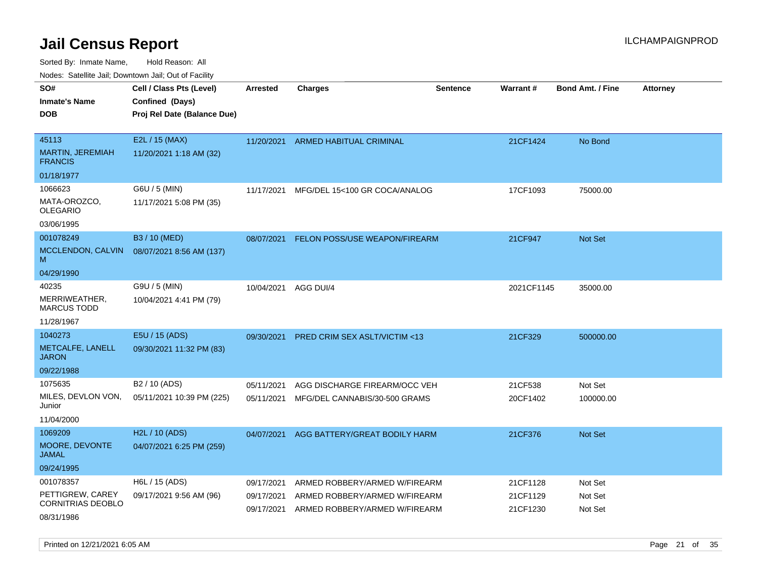# Jail Census Report

ILCHAMPAIGNPROD

Sorted By: Inmate Name, Hold Reason: All

Nodes: Satellite Jail; Downtown Jail; Out of Facility

| SO# / Inmate's Name / DOB | Cell / Class Pts (Level) / Confined (Days) / Proj Rel Date (Balance Due) | Arrested | Charges | Sentence | Warrant # | Bond Amt. / Fine | Attorney |
|---|---|---|---|---|---|---|---|
| 45113<br>MARTIN, JEREMIAH FRANCIS<br>01/18/1977 | E2L / 15 (MAX)<br>11/20/2021 1:18 AM (32) | 11/20/2021 | ARMED HABITUAL CRIMINAL | | 21CF1424 | No Bond | |
| 1066623<br>MATA-OROZCO, OLEGARIO<br>03/06/1995 | G6U / 5 (MIN)<br>11/17/2021 5:08 PM (35) | 11/17/2021 | MFG/DEL 15<100 GR COCA/ANALOG | | 17CF1093 | 75000.00 | |
| 001078249<br>MCCLENDON, CALVIN M<br>04/29/1990 | B3 / 10 (MED)<br>08/07/2021 8:56 AM (137) | 08/07/2021 | FELON POSS/USE WEAPON/FIREARM | | 21CF947 | Not Set | |
| 40235<br>MERRIWEATHER, MARCUS TODD<br>11/28/1967 | G9U / 5 (MIN)<br>10/04/2021 4:41 PM (79) | 10/04/2021 | AGG DUI/4 | | 2021CF1145 | 35000.00 | |
| 1040273<br>METCALFE, LANELL JARON<br>09/22/1988 | E5U / 15 (ADS)<br>09/30/2021 11:32 PM (83) | 09/30/2021 | PRED CRIM SEX ASLT/VICTIM <13 | | 21CF329 | 500000.00 | |
| 1075635<br>MILES, DEVLON VON, Junior<br>11/04/2000 | B2 / 10 (ADS)<br>05/11/2021 10:39 PM (225) | 05/11/2021 | AGG DISCHARGE FIREARM/OCC VEH | | 21CF538 | Not Set | |
| | | 05/11/2021 | MFG/DEL CANNABIS/30-500 GRAMS | | 20CF1402 | 100000.00 | |
| 1069209<br>MOORE, DEVONTE JAMAL<br>09/24/1995 | H2L / 10 (ADS)<br>04/07/2021 6:25 PM (259) | 04/07/2021 | AGG BATTERY/GREAT BODILY HARM | | 21CF376 | Not Set | |
| 001078357<br>PETTIGREW, CAREY CORNITRIAS DEOBLO<br>08/31/1986 | H6L / 15 (ADS)<br>09/17/2021 9:56 AM (96) | 09/17/2021 | ARMED ROBBERY/ARMED W/FIREARM | | 21CF1128 | Not Set | |
| | | 09/17/2021 | ARMED ROBBERY/ARMED W/FIREARM | | 21CF1129 | Not Set | |
| | | 09/17/2021 | ARMED ROBBERY/ARMED W/FIREARM | | 21CF1230 | Not Set | |

Printed on 12/21/2021 6:05 AM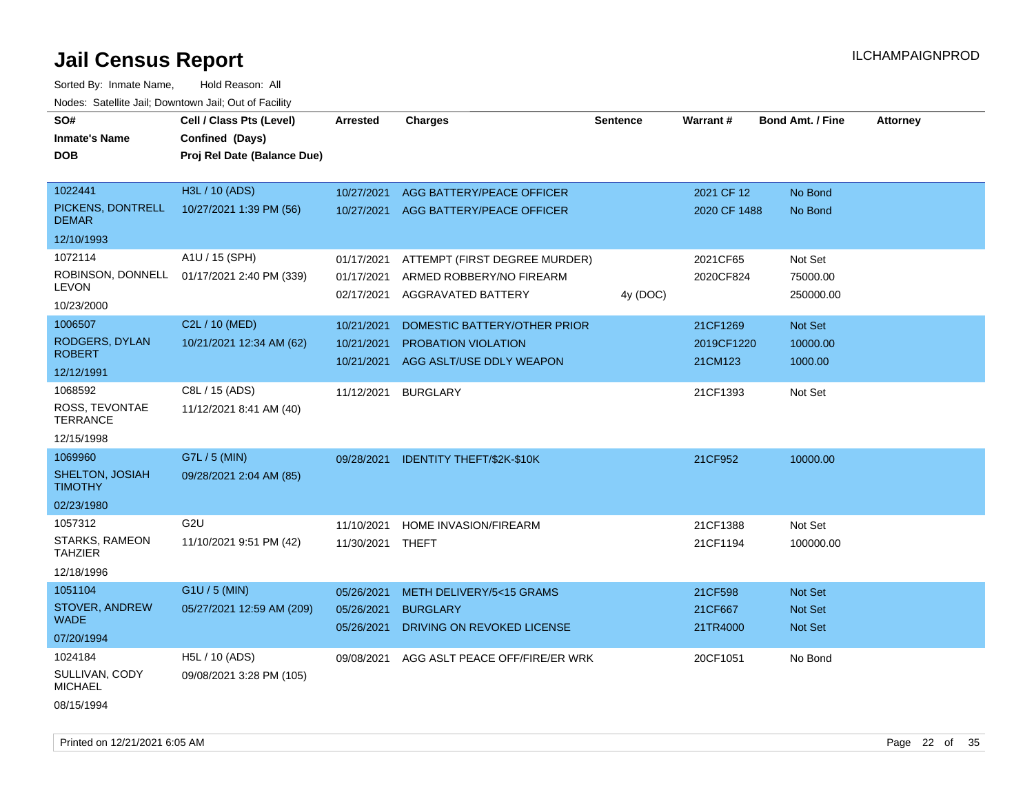# Jail Census Report

Sorted By: Inmate Name, Hold Reason: All

Nodes: Satellite Jail; Downtown Jail; Out of Facility

| SO# / Inmate's Name / DOB | Cell / Class Pts (Level) / Confined (Days) / Proj Rel Date (Balance Due) | Arrested | Charges | Sentence | Warrant # | Bond Amt. / Fine | Attorney |
|---|---|---|---|---|---|---|---|
| 1022441 PICKENS, DONTRELL DEMAR 12/10/1993 | H3L / 10 (ADS) 10/27/2021 1:39 PM (56) | 10/27/2021 | AGG BATTERY/PEACE OFFICER | | 2021 CF 12 | No Bond | |
| | | 10/27/2021 | AGG BATTERY/PEACE OFFICER | | 2020 CF 1488 | No Bond | |
| 1072114 ROBINSON, DONNELL LEVON 10/23/2000 | A1U / 15 (SPH) 01/17/2021 2:40 PM (339) | 01/17/2021 | ATTEMPT (FIRST DEGREE MURDER) | | 2021CF65 | Not Set | |
| | | 01/17/2021 | ARMED ROBBERY/NO FIREARM | | 2020CF824 | 75000.00 | |
| | | 02/17/2021 | AGGRAVATED BATTERY | 4y (DOC) | | 250000.00 | |
| 1006507 RODGERS, DYLAN ROBERT 12/12/1991 | C2L / 10 (MED) 10/21/2021 12:34 AM (62) | 10/21/2021 | DOMESTIC BATTERY/OTHER PRIOR | | 21CF1269 | Not Set | |
| | | 10/21/2021 | PROBATION VIOLATION | | 2019CF1220 | 10000.00 | |
| | | 10/21/2021 | AGG ASLT/USE DDLY WEAPON | | 21CM123 | 1000.00 | |
| 1068592 ROSS, TEVONTAE TERRANCE 12/15/1998 | C8L / 15 (ADS) 11/12/2021 8:41 AM (40) | 11/12/2021 | BURGLARY | | 21CF1393 | Not Set | |
| 1069960 SHELTON, JOSIAH TIMOTHY 02/23/1980 | G7L / 5 (MIN) 09/28/2021 2:04 AM (85) | 09/28/2021 | IDENTITY THEFT/$2K-$10K | | 21CF952 | 10000.00 | |
| 1057312 STARKS, RAMEON TAHZIER 12/18/1996 | G2U 11/10/2021 9:51 PM (42) | 11/10/2021 | HOME INVASION/FIREARM | | 21CF1388 | Not Set | |
| | | 11/30/2021 | THEFT | | 21CF1194 | 100000.00 | |
| 1051104 STOVER, ANDREW WADE 07/20/1994 | G1U / 5 (MIN) 05/27/2021 12:59 AM (209) | 05/26/2021 | METH DELIVERY/5<15 GRAMS | | 21CF598 | Not Set | |
| | | 05/26/2021 | BURGLARY | | 21CF667 | Not Set | |
| | | 05/26/2021 | DRIVING ON REVOKED LICENSE | | 21TR4000 | Not Set | |
| 1024184 SULLIVAN, CODY MICHAEL 08/15/1994 | H5L / 10 (ADS) 09/08/2021 3:28 PM (105) | 09/08/2021 | AGG ASLT PEACE OFF/FIRE/ER WRK | | 20CF1051 | No Bond | |

Printed on 12/21/2021 6:05 AM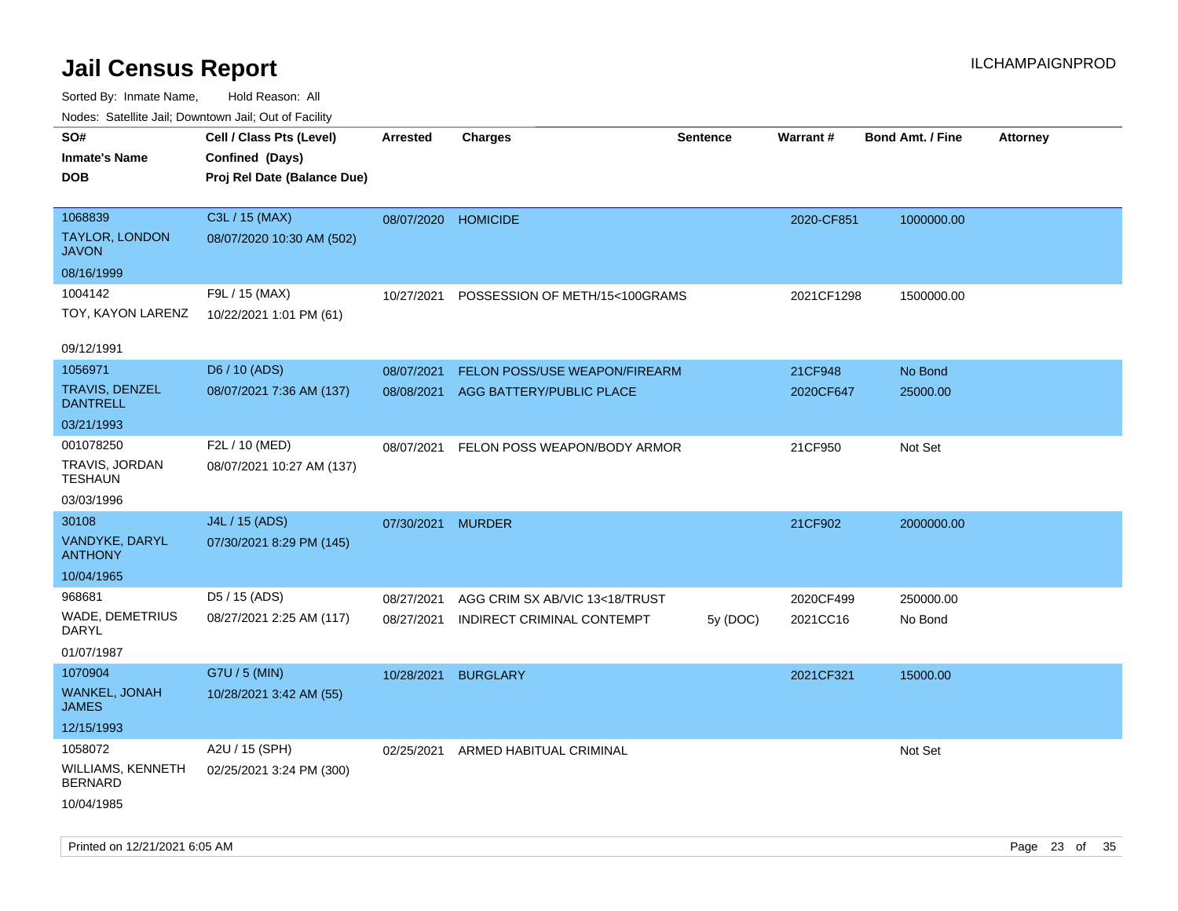# Jail Census Report

ILCHAMPAIGNPROD

Sorted By: Inmate Name, Hold Reason: All

Nodes: Satellite Jail; Downtown Jail; Out of Facility

| SO# / Inmate's Name / DOB | Cell / Class Pts (Level) / Confined (Days) / Proj Rel Date (Balance Due) | Arrested | Charges | Sentence | Warrant # | Bond Amt. / Fine | Attorney |
|---|---|---|---|---|---|---|---|
| 1068839<br>TAYLOR, LONDON JAVON<br>08/16/1999 | C3L / 15 (MAX)<br>08/07/2020 10:30 AM (502) | 08/07/2020 | HOMICIDE | | 2020-CF851 | 1000000.00 | |
| 1004142<br>TOY, KAYON LARENZ<br>09/12/1991 | F9L / 15 (MAX)<br>10/22/2021 1:01 PM (61) | 10/27/2021 | POSSESSION OF METH/15<100GRAMS | | 2021CF1298 | 1500000.00 | |
| 1056971<br>TRAVIS, DENZEL DANTRELL<br>03/21/1993 | D6 / 10 (ADS)<br>08/07/2021 7:36 AM (137) | 08/07/2021<br>08/08/2021 | FELON POSS/USE WEAPON/FIREARM<br>AGG BATTERY/PUBLIC PLACE | | 21CF948<br>2020CF647 | No Bond<br>25000.00 | |
| 001078250<br>TRAVIS, JORDAN TESHAUN<br>03/03/1996 | F2L / 10 (MED)<br>08/07/2021 10:27 AM (137) | 08/07/2021 | FELON POSS WEAPON/BODY ARMOR | | 21CF950 | Not Set | |
| 30108<br>VANDYKE, DARYL ANTHONY<br>10/04/1965 | J4L / 15 (ADS)<br>07/30/2021 8:29 PM (145) | 07/30/2021 | MURDER | | 21CF902 | 2000000.00 | |
| 968681<br>WADE, DEMETRIUS DARYL<br>01/07/1987 | D5 / 15 (ADS)<br>08/27/2021 2:25 AM (117) | 08/27/2021<br>08/27/2021 | AGG CRIM SX AB/VIC 13<18/TRUST<br>INDIRECT CRIMINAL CONTEMPT | <br>5y (DOC) | 2020CF499<br>2021CC16 | 250000.00<br>No Bond | |
| 1070904<br>WANKEL, JONAH JAMES<br>12/15/1993 | G7U / 5 (MIN)<br>10/28/2021 3:42 AM (55) | 10/28/2021 | BURGLARY | | 2021CF321 | 15000.00 | |
| 1058072<br>WILLIAMS, KENNETH BERNARD<br>10/04/1985 | A2U / 15 (SPH)<br>02/25/2021 3:24 PM (300) | 02/25/2021 | ARMED HABITUAL CRIMINAL | | | Not Set | |

Printed on 12/21/2021 6:05 AM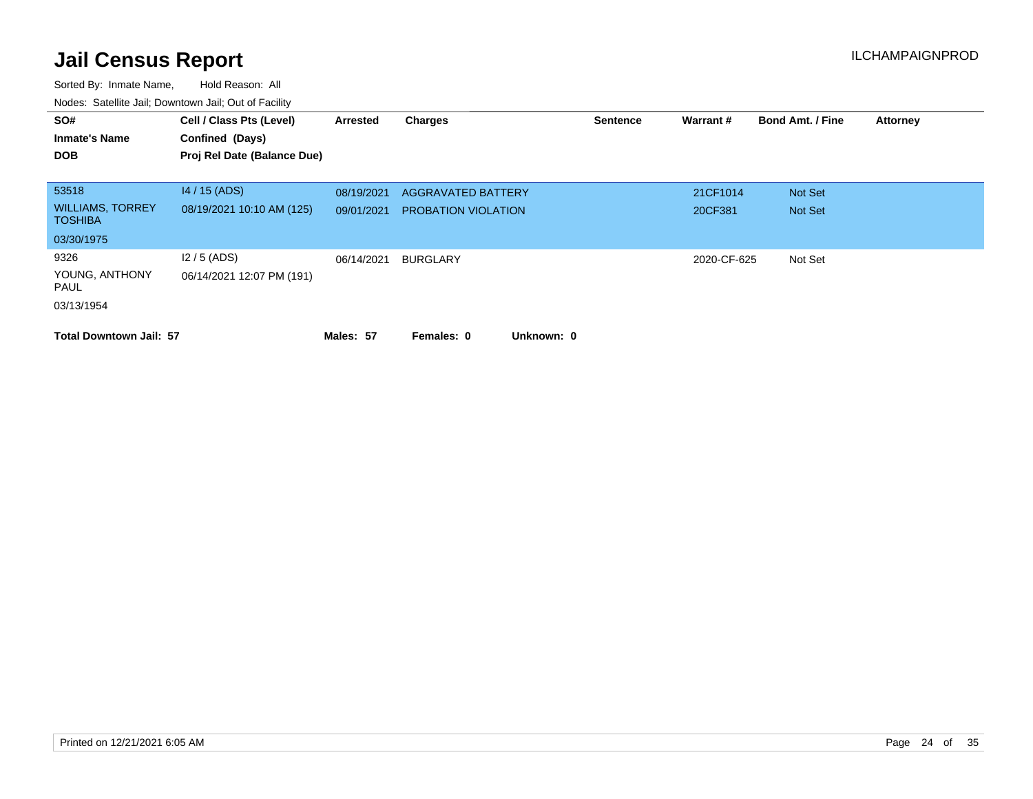# Jail Census Report

ILCHAMPAIGNPROD

Sorted By: Inmate Name, Hold Reason: All

Nodes: Satellite Jail; Downtown Jail; Out of Facility

| SO# / Inmate's Name / DOB | Cell / Class Pts (Level) / Confined (Days) / Proj Rel Date (Balance Due) | Arrested | Charges | Sentence | Warrant # | Bond Amt. / Fine | Attorney |
|---|---|---|---|---|---|---|---|
| 53518 | I4 / 15 (ADS) | 08/19/2021 | AGGRAVATED BATTERY | | 21CF1014 | Not Set | |
| WILLIAMS, TORREY TOSHIBA | 08/19/2021 10:10 AM (125) | 09/01/2021 | PROBATION VIOLATION | | 20CF381 | Not Set | |
| 03/30/1975 | | | | | | | |
| 9326 | I2 / 5 (ADS) | 06/14/2021 | BURGLARY | | 2020-CF-625 | Not Set | |
| YOUNG, ANTHONY PAUL | 06/14/2021 12:07 PM (191) | | | | | | |
| 03/13/1954 | | | | | | | |

**Total Downtown Jail: 57** **Males: 57** **Females: 0** **Unknown: 0**

Printed on 12/21/2021 6:05 AM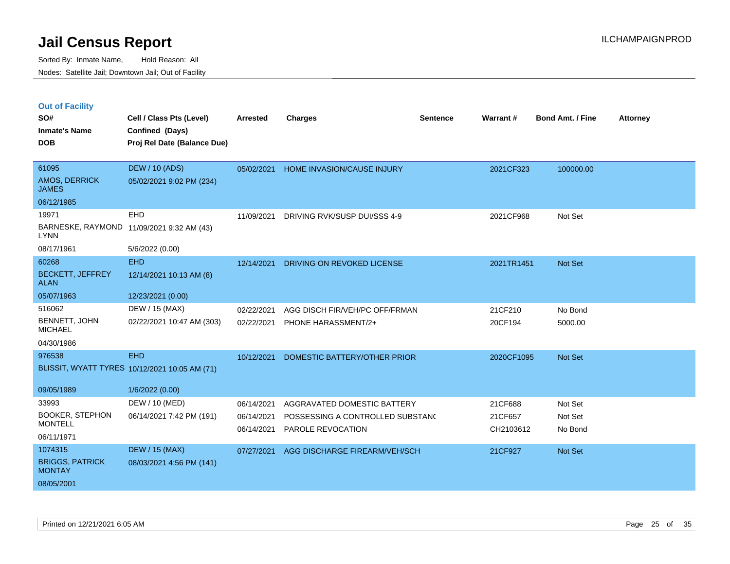# Jail Census Report

Sorted By: Inmate Name, Hold Reason: All
Nodes: Satellite Jail; Downtown Jail; Out of Facility

ILCHAMPAIGNPROD

## Out of Facility

| SO# / Inmate's Name / DOB | Cell / Class Pts (Level) / Confined (Days) / Proj Rel Date (Balance Due) | Arrested | Charges | Sentence | Warrant # | Bond Amt. / Fine | Attorney |
|---|---|---|---|---|---|---|---|
| 61095<br>AMOS, DERRICK JAMES<br>06/12/1985 | DEW / 10 (ADS)<br>05/02/2021 9:02 PM (234) | 05/02/2021 | HOME INVASION/CAUSE INJURY | | 2021CF323 | 100000.00 | |
| 19971<br>BARNESKE, RAYMOND LYNN<br>08/17/1961 | EHD<br>11/09/2021 9:32 AM (43)<br>5/6/2022 (0.00) | 11/09/2021 | DRIVING RVK/SUSP DUI/SSS 4-9 | | 2021CF968 | Not Set | |
| 60268<br>BECKETT, JEFFREY ALAN<br>05/07/1963 | EHD<br>12/14/2021 10:13 AM (8)<br>12/23/2021 (0.00) | 12/14/2021 | DRIVING ON REVOKED LICENSE | | 2021TR1451 | Not Set | |
| 516062<br>BENNETT, JOHN MICHAEL<br>04/30/1986 | DEW / 15 (MAX)<br>02/22/2021 10:47 AM (303) | 02/22/2021<br>02/22/2021 | AGG DISCH FIR/VEH/PC OFF/FRMAN<br>PHONE HARASSMENT/2+ | | 21CF210<br>20CF194 | No Bond<br>5000.00 | |
| 976538<br>BLISSIT, WYATT TYRES<br>09/05/1989 | EHD<br>10/12/2021 10:05 AM (71)<br>1/6/2022 (0.00) | 10/12/2021 | DOMESTIC BATTERY/OTHER PRIOR | | 2020CF1095 | Not Set | |
| 33993<br>BOOKER, STEPHON MONTELL<br>06/11/1971 | DEW / 10 (MED)<br>06/14/2021 7:42 PM (191) | 06/14/2021<br>06/14/2021<br>06/14/2021 | AGGRAVATED DOMESTIC BATTERY<br>POSSESSING A CONTROLLED SUBSTANC<br>PAROLE REVOCATION | | 21CF688<br>21CF657<br>CH2103612 | Not Set<br>Not Set<br>No Bond | |
| 1074315<br>BRIGGS, PATRICK MONTAY<br>08/05/2001 | DEW / 15 (MAX)<br>08/03/2021 4:56 PM (141) | 07/27/2021 | AGG DISCHARGE FIREARM/VEH/SCH | | 21CF927 | Not Set | |

Printed on 12/21/2021 6:05 AM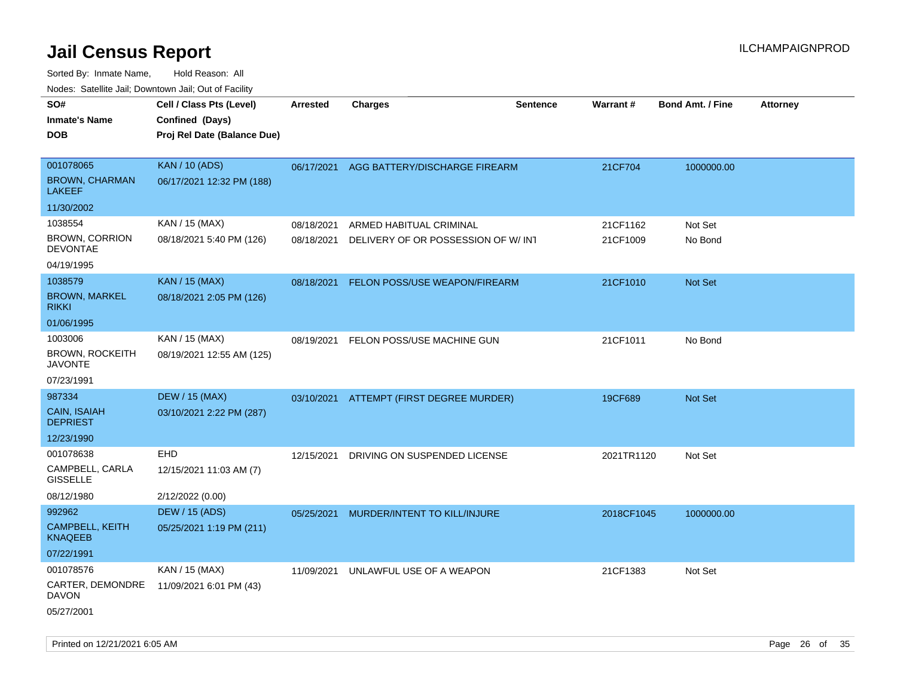# Jail Census Report

Sorted By: Inmate Name, Hold Reason: All

Nodes: Satellite Jail; Downtown Jail; Out of Facility

| SO# / Inmate's Name / DOB | Cell / Class Pts (Level) / Confined (Days) / Proj Rel Date (Balance Due) | Arrested | Charges | Sentence | Warrant # | Bond Amt. / Fine | Attorney |
|---|---|---|---|---|---|---|---|
| 001078065<br>BROWN, CHARMAN LAKEEF<br>11/30/2002 | KAN / 10 (ADS)<br>06/17/2021 12:32 PM (188) | 06/17/2021 | AGG BATTERY/DISCHARGE FIREARM | | 21CF704 | 1000000.00 | |
| 1038554<br>BROWN, CORRION DEVONTAE<br>04/19/1995 | KAN / 15 (MAX)<br>08/18/2021 5:40 PM (126) | 08/18/2021<br>08/18/2021 | ARMED HABITUAL CRIMINAL<br>DELIVERY OF OR POSSESSION OF W/ INT | | 21CF1162<br>21CF1009 | Not Set<br>No Bond | |
| 1038579<br>BROWN, MARKEL RIKKI<br>01/06/1995 | KAN / 15 (MAX)<br>08/18/2021 2:05 PM (126) | 08/18/2021 | FELON POSS/USE WEAPON/FIREARM | | 21CF1010 | Not Set | |
| 1003006<br>BROWN, ROCKEITH JAVONTE<br>07/23/1991 | KAN / 15 (MAX)<br>08/19/2021 12:55 AM (125) | 08/19/2021 | FELON POSS/USE MACHINE GUN | | 21CF1011 | No Bond | |
| 987334<br>CAIN, ISAIAH DEPRIEST<br>12/23/1990 | DEW / 15 (MAX)<br>03/10/2021 2:22 PM (287) | 03/10/2021 | ATTEMPT (FIRST DEGREE MURDER) | | 19CF689 | Not Set | |
| 001078638<br>CAMPBELL, CARLA GISSELLE<br>08/12/1980 | EHD<br>12/15/2021 11:03 AM (7)<br>2/12/2022 (0.00) | 12/15/2021 | DRIVING ON SUSPENDED LICENSE | | 2021TR1120 | Not Set | |
| 992962<br>CAMPBELL, KEITH KNAQEEB<br>07/22/1991 | DEW / 15 (ADS)<br>05/25/2021 1:19 PM (211) | 05/25/2021 | MURDER/INTENT TO KILL/INJURE | | 2018CF1045 | 1000000.00 | |
| 001078576<br>CARTER, DEMONDRE DAVON<br>05/27/2001 | KAN / 15 (MAX)<br>11/09/2021 6:01 PM (43) | 11/09/2021 | UNLAWFUL USE OF A WEAPON | | 21CF1383 | Not Set | |

Printed on 12/21/2021 6:05 AM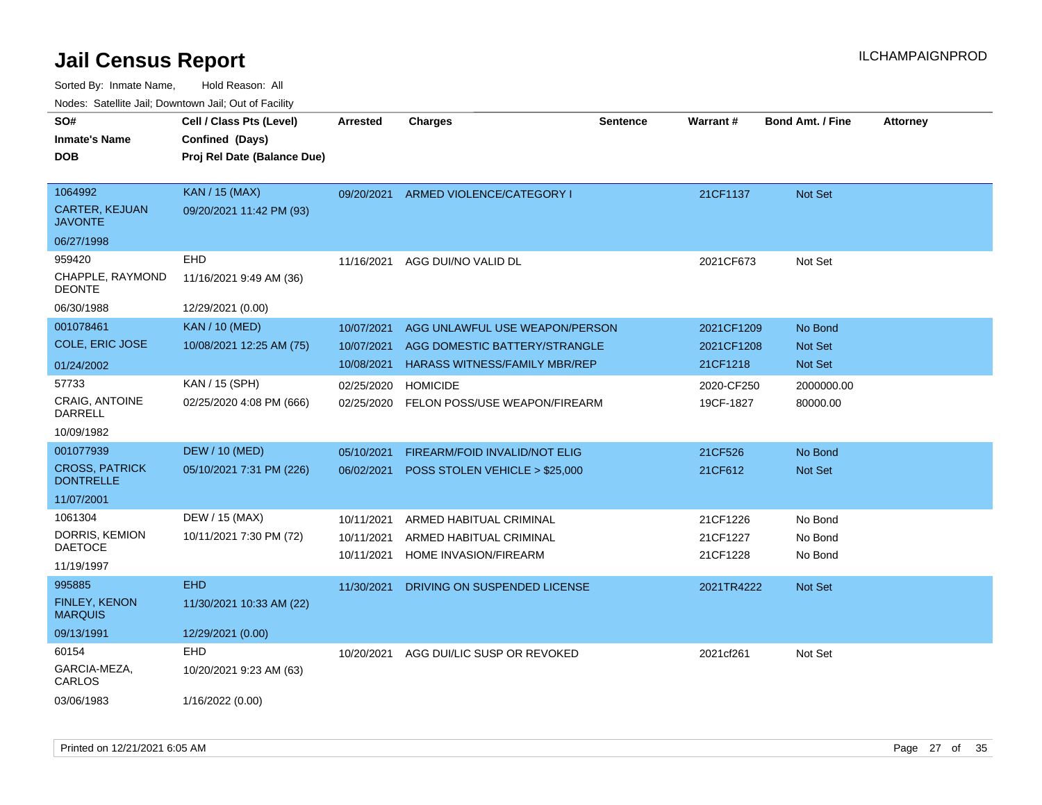# Jail Census Report

ILCHAMPAIGNPROD

Sorted By: Inmate Name, Hold Reason: All

Nodes: Satellite Jail; Downtown Jail; Out of Facility

| SO# / Inmate's Name / DOB | Cell / Class Pts (Level) / Confined (Days) / Proj Rel Date (Balance Due) | Arrested | Charges | Sentence | Warrant # | Bond Amt. / Fine | Attorney |
|---|---|---|---|---|---|---|---|
| 1064992<br>CARTER, KEJUAN JAVONTE<br>06/27/1998 | KAN / 15 (MAX)<br>09/20/2021 11:42 PM (93) | 09/20/2021 | ARMED VIOLENCE/CATEGORY I | | 21CF1137 | Not Set | |
| 959420<br>CHAPPLE, RAYMOND DEONTE<br>06/30/1988 | EHD<br>11/16/2021 9:49 AM (36)<br>12/29/2021 (0.00) | 11/16/2021 | AGG DUI/NO VALID DL | | 2021CF673 | Not Set | |
| 001078461<br>COLE, ERIC JOSE<br>01/24/2002 | KAN / 10 (MED)<br>10/08/2021 12:25 AM (75) | 10/07/2021<br>10/07/2021<br>10/08/2021 | AGG UNLAWFUL USE WEAPON/PERSON<br>AGG DOMESTIC BATTERY/STRANGLE<br>HARASS WITNESS/FAMILY MBR/REP | | 2021CF1209<br>2021CF1208<br>21CF1218 | No Bond<br>Not Set<br>Not Set | |
| 57733<br>CRAIG, ANTOINE DARRELL<br>10/09/1982 | KAN / 15 (SPH)<br>02/25/2020 4:08 PM (666) | 02/25/2020<br>02/25/2020 | HOMICIDE<br>FELON POSS/USE WEAPON/FIREARM | | 2020-CF250<br>19CF-1827 | 2000000.00<br>80000.00 | |
| 001077939<br>CROSS, PATRICK DONTRELLE<br>11/07/2001 | DEW / 10 (MED)<br>05/10/2021 7:31 PM (226) | 05/10/2021<br>06/02/2021 | FIREARM/FOID INVALID/NOT ELIG<br>POSS STOLEN VEHICLE > $25,000 | | 21CF526<br>21CF612 | No Bond<br>Not Set | |
| 1061304<br>DORRIS, KEMION DAETOCE<br>11/19/1997 | DEW / 15 (MAX)<br>10/11/2021 7:30 PM (72) | 10/11/2021<br>10/11/2021<br>10/11/2021 | ARMED HABITUAL CRIMINAL<br>ARMED HABITUAL CRIMINAL<br>HOME INVASION/FIREARM | | 21CF1226<br>21CF1227<br>21CF1228 | No Bond<br>No Bond<br>No Bond | |
| 995885<br>FINLEY, KENON MARQUIS<br>09/13/1991 | EHD<br>11/30/2021 10:33 AM (22)<br>12/29/2021 (0.00) | 11/30/2021 | DRIVING ON SUSPENDED LICENSE | | 2021TR4222 | Not Set | |
| 60154<br>GARCIA-MEZA, CARLOS<br>03/06/1983 | EHD<br>10/20/2021 9:23 AM (63)<br>1/16/2022 (0.00) | 10/20/2021 | AGG DUI/LIC SUSP OR REVOKED | | 2021cf261 | Not Set | |

Printed on 12/21/2021 6:05 AM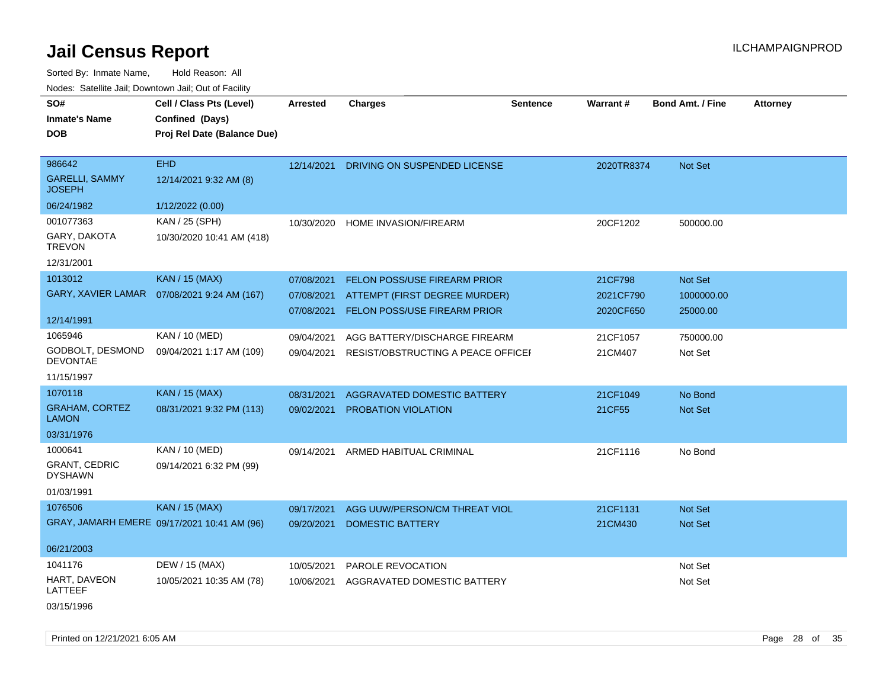# Jail Census Report

Sorted By: Inmate Name, Hold Reason: All

Nodes: Satellite Jail; Downtown Jail; Out of Facility

| SO# / Inmate's Name / DOB | Cell / Class Pts (Level) / Confined (Days) / Proj Rel Date (Balance Due) | Arrested | Charges | Sentence | Warrant # | Bond Amt. / Fine | Attorney |
|---|---|---|---|---|---|---|---|
| 986642<br>GARELLI, SAMMY JOSEPH<br>06/24/1982 | EHD<br>12/14/2021 9:32 AM (8)<br>1/12/2022 (0.00) | 12/14/2021 | DRIVING ON SUSPENDED LICENSE | | 2020TR8374 | Not Set | |
| 001077363<br>GARY, DAKOTA TREVON<br>12/31/2001 | KAN / 25 (SPH)<br>10/30/2020 10:41 AM (418) | 10/30/2020 | HOME INVASION/FIREARM | | 20CF1202 | 500000.00 | |
| 1013012<br>GARY, XAVIER LAMAR<br>12/14/1991 | KAN / 15 (MAX)<br>07/08/2021 9:24 AM (167) | 07/08/2021<br>07/08/2021<br>07/08/2021 | FELON POSS/USE FIREARM PRIOR<br>ATTEMPT (FIRST DEGREE MURDER)<br>FELON POSS/USE FIREARM PRIOR | | 21CF798<br>2021CF790<br>2020CF650 | Not Set<br>1000000.00<br>25000.00 | |
| 1065946<br>GODBOLT, DESMOND DEVONTAE<br>11/15/1997 | KAN / 10 (MED)<br>09/04/2021 1:17 AM (109) | 09/04/2021<br>09/04/2021 | AGG BATTERY/DISCHARGE FIREARM<br>RESIST/OBSTRUCTING A PEACE OFFICEI | | 21CF1057<br>21CM407 | 750000.00<br>Not Set | |
| 1070118<br>GRAHAM, CORTEZ LAMON<br>03/31/1976 | KAN / 15 (MAX)<br>08/31/2021 9:32 PM (113) | 08/31/2021<br>09/02/2021 | AGGRAVATED DOMESTIC BATTERY<br>PROBATION VIOLATION | | 21CF1049<br>21CF55 | No Bond<br>Not Set | |
| 1000641<br>GRANT, CEDRIC DYSHAWN<br>01/03/1991 | KAN / 10 (MED)<br>09/14/2021 6:32 PM (99) | 09/14/2021 | ARMED HABITUAL CRIMINAL | | 21CF1116 | No Bond | |
| 1076506<br>GRAY, JAMARH EMERE<br>06/21/2003 | KAN / 15 (MAX)<br>09/17/2021 10:41 AM (96) | 09/17/2021<br>09/20/2021 | AGG UUW/PERSON/CM THREAT VIOL<br>DOMESTIC BATTERY | | 21CF1131<br>21CM430 | Not Set<br>Not Set | |
| 1041176<br>HART, DAVEON LATTEEF<br>03/15/1996 | DEW / 15 (MAX)<br>10/05/2021 10:35 AM (78) | 10/05/2021<br>10/06/2021 | PAROLE REVOCATION<br>AGGRAVATED DOMESTIC BATTERY | | | Not Set<br>Not Set | |

Printed on 12/21/2021 6:05 AM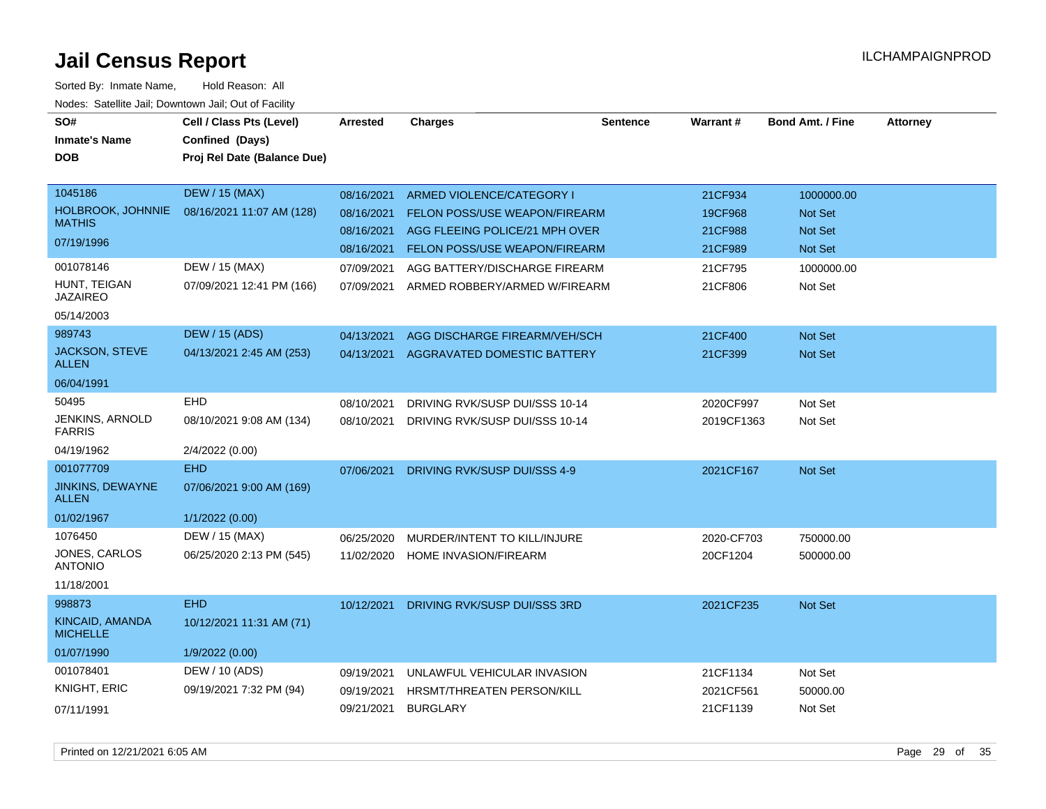# Jail Census Report

Sorted By: Inmate Name, Hold Reason: All

Nodes: Satellite Jail; Downtown Jail; Out of Facility

| SO# / Inmate's Name / DOB | Cell / Class Pts (Level) / Confined (Days) / Proj Rel Date (Balance Due) | Arrested | Charges | Sentence | Warrant # | Bond Amt. / Fine | Attorney |
|---|---|---|---|---|---|---|---|
| 1045186<br>HOLBROOK, JOHNNIE MATHIS<br>07/19/1996 | DEW / 15 (MAX)<br>08/16/2021 11:07 AM (128) | 08/16/2021 | ARMED VIOLENCE/CATEGORY I | | 21CF934 | 1000000.00 | |
| | | 08/16/2021 | FELON POSS/USE WEAPON/FIREARM | | 19CF968 | Not Set | |
| | | 08/16/2021 | AGG FLEEING POLICE/21 MPH OVER | | 21CF988 | Not Set | |
| | | 08/16/2021 | FELON POSS/USE WEAPON/FIREARM | | 21CF989 | Not Set | |
| 001078146<br>HUNT, TEIGAN JAZAIREO<br>05/14/2003 | DEW / 15 (MAX)<br>07/09/2021 12:41 PM (166) | 07/09/2021 | AGG BATTERY/DISCHARGE FIREARM | | 21CF795 | 1000000.00 | |
| | | 07/09/2021 | ARMED ROBBERY/ARMED W/FIREARM | | 21CF806 | Not Set | |
| 989743<br>JACKSON, STEVE ALLEN<br>06/04/1991 | DEW / 15 (ADS)<br>04/13/2021 2:45 AM (253) | 04/13/2021 | AGG DISCHARGE FIREARM/VEH/SCH | | 21CF400 | Not Set | |
| | | 04/13/2021 | AGGRAVATED DOMESTIC BATTERY | | 21CF399 | Not Set | |
| 50495<br>JENKINS, ARNOLD FARRIS<br>04/19/1962 | EHD<br>08/10/2021 9:08 AM (134)<br>2/4/2022 (0.00) | 08/10/2021 | DRIVING RVK/SUSP DUI/SSS 10-14 | | 2020CF997 | Not Set | |
| | | 08/10/2021 | DRIVING RVK/SUSP DUI/SSS 10-14 | | 2019CF1363 | Not Set | |
| 001077709<br>JINKINS, DEWAYNE ALLEN<br>01/02/1967 | EHD<br>07/06/2021 9:00 AM (169)<br>1/1/2022 (0.00) | 07/06/2021 | DRIVING RVK/SUSP DUI/SSS 4-9 | | 2021CF167 | Not Set | |
| 1076450<br>JONES, CARLOS ANTONIO<br>11/18/2001 | DEW / 15 (MAX)<br>06/25/2020 2:13 PM (545) | 06/25/2020 | MURDER/INTENT TO KILL/INJURE | | 2020-CF703 | 750000.00 | |
| | | 11/02/2020 | HOME INVASION/FIREARM | | 20CF1204 | 500000.00 | |
| 998873<br>KINCAID, AMANDA MICHELLE<br>01/07/1990 | EHD<br>10/12/2021 11:31 AM (71)<br>1/9/2022 (0.00) | 10/12/2021 | DRIVING RVK/SUSP DUI/SSS 3RD | | 2021CF235 | Not Set | |
| 001078401<br>KNIGHT, ERIC<br>07/11/1991 | DEW / 10 (ADS)<br>09/19/2021 7:32 PM (94) | 09/19/2021 | UNLAWFUL VEHICULAR INVASION | | 21CF1134 | Not Set | |
| | | 09/19/2021 | HRSMT/THREATEN PERSON/KILL | | 2021CF561 | 50000.00 | |
| | | 09/21/2021 | BURGLARY | | 21CF1139 | Not Set | |

Printed on 12/21/2021 6:05 AM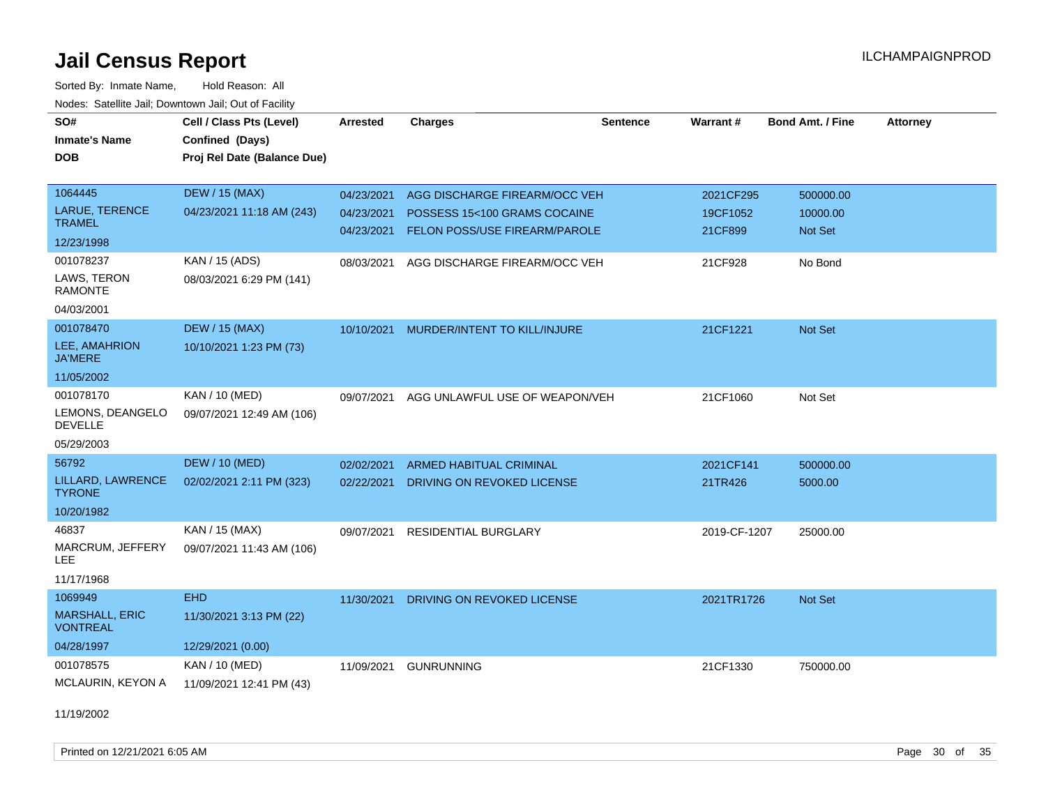# Jail Census Report

Sorted By: Inmate Name, Hold Reason: All

Nodes: Satellite Jail; Downtown Jail; Out of Facility

| SO# / Inmate's Name / DOB | Cell / Class Pts (Level) / Confined (Days) / Proj Rel Date (Balance Due) | Arrested | Charges | Sentence | Warrant # | Bond Amt. / Fine | Attorney |
|---|---|---|---|---|---|---|---|
| 1064445<br>LARUE, TERENCE TRAMEL<br>12/23/1998 | DEW / 15 (MAX)<br>04/23/2021 11:18 AM (243) | 04/23/2021<br>04/23/2021<br>04/23/2021 | AGG DISCHARGE FIREARM/OCC VEH<br>POSSESS 15<100 GRAMS COCAINE<br>FELON POSS/USE FIREARM/PAROLE | | 2021CF295<br>19CF1052<br>21CF899 | 500000.00<br>10000.00<br>Not Set | |
| 001078237<br>LAWS, TERON RAMONTE<br>04/03/2001 | KAN / 15 (ADS)<br>08/03/2021 6:29 PM (141) | 08/03/2021 | AGG DISCHARGE FIREARM/OCC VEH | | 21CF928 | No Bond | |
| 001078470<br>LEE, AMAHRION JA'MERE<br>11/05/2002 | DEW / 15 (MAX)<br>10/10/2021 1:23 PM (73) | 10/10/2021 | MURDER/INTENT TO KILL/INJURE | | 21CF1221 | Not Set | |
| 001078170<br>LEMONS, DEANGELO DEVELLE<br>05/29/2003 | KAN / 10 (MED)<br>09/07/2021 12:49 AM (106) | 09/07/2021 | AGG UNLAWFUL USE OF WEAPON/VEH | | 21CF1060 | Not Set | |
| 56792<br>LILLARD, LAWRENCE TYRONE<br>10/20/1982 | DEW / 10 (MED)<br>02/02/2021 2:11 PM (323) | 02/02/2021<br>02/22/2021 | ARMED HABITUAL CRIMINAL<br>DRIVING ON REVOKED LICENSE | | 2021CF141<br>21TR426 | 500000.00<br>5000.00 | |
| 46837<br>MARCRUM, JEFFERY LEE<br>11/17/1968 | KAN / 15 (MAX)<br>09/07/2021 11:43 AM (106) | 09/07/2021 | RESIDENTIAL BURGLARY | | 2019-CF-1207 | 25000.00 | |
| 1069949<br>MARSHALL, ERIC VONTREAL<br>04/28/1997 | EHD<br>11/30/2021 3:13 PM (22)<br>12/29/2021 (0.00) | 11/30/2021 | DRIVING ON REVOKED LICENSE | | 2021TR1726 | Not Set | |
| 001078575<br>MCLAURIN, KEYON A<br>11/19/2002 | KAN / 10 (MED)<br>11/09/2021 12:41 PM (43) | 11/09/2021 | GUNRUNNING | | 21CF1330 | 750000.00 | |

Printed on 12/21/2021 6:05 AM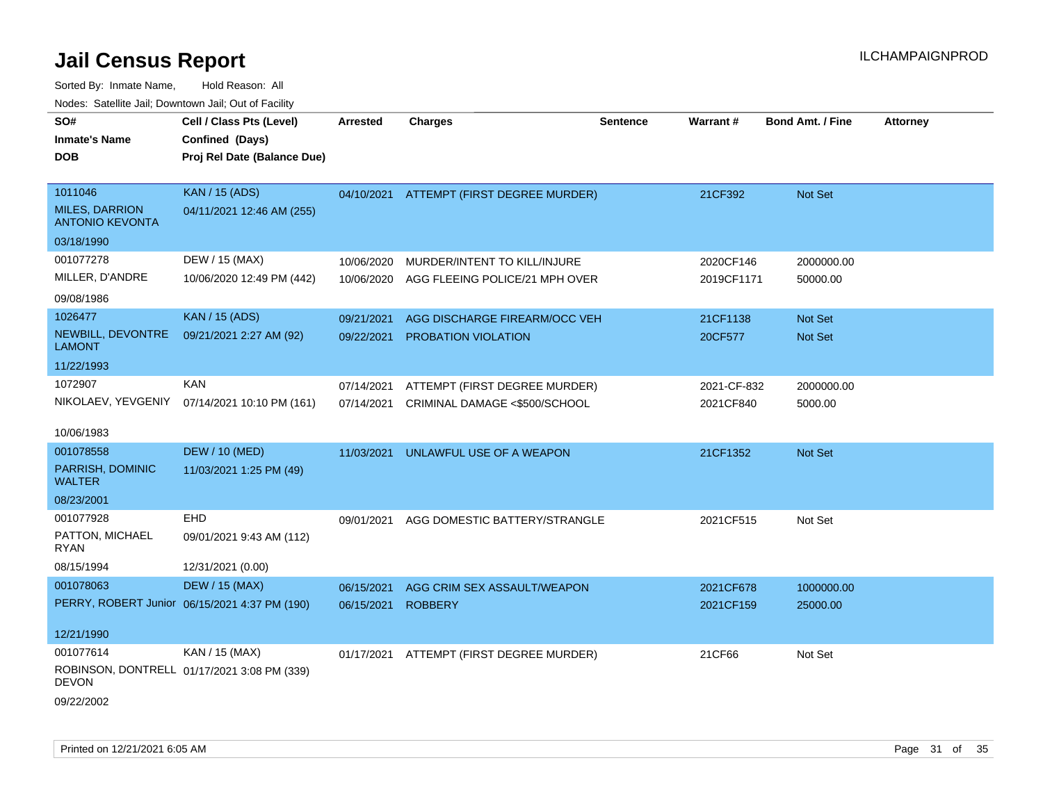# Jail Census Report

ILCHAMPAIGNPROD

Sorted By: Inmate Name, Hold Reason: All

Nodes: Satellite Jail; Downtown Jail; Out of Facility

| SO# / Inmate's Name / DOB | Cell / Class Pts (Level) / Confined (Days) / Proj Rel Date (Balance Due) | Arrested | Charges | Sentence | Warrant # | Bond Amt. / Fine | Attorney |
|---|---|---|---|---|---|---|---|
| 1011046<br>MILES, DARRION ANTONIO KEVONTA<br>03/18/1990 | KAN / 15 (ADS)<br>04/11/2021 12:46 AM (255) | 04/10/2021 | ATTEMPT (FIRST DEGREE MURDER) | | 21CF392 | Not Set | |
| 001077278<br>MILLER, D'ANDRE<br>09/08/1986 | DEW / 15 (MAX)<br>10/06/2020 12:49 PM (442) | 10/06/2020 | MURDER/INTENT TO KILL/INJURE | | 2020CF146 | 2000000.00 | |
| | | 10/06/2020 | AGG FLEEING POLICE/21 MPH OVER | | 2019CF1171 | 50000.00 | |
| 1026477<br>NEWBILL, DEVONTRE LAMONT<br>11/22/1993 | KAN / 15 (ADS)<br>09/21/2021 2:27 AM (92) | 09/21/2021 | AGG DISCHARGE FIREARM/OCC VEH | | 21CF1138 | Not Set | |
| | | 09/22/2021 | PROBATION VIOLATION | | 20CF577 | Not Set | |
| 1072907<br>NIKOLAEV, YEVGENIY<br>10/06/1983 | KAN<br>07/14/2021 10:10 PM (161) | 07/14/2021 | ATTEMPT (FIRST DEGREE MURDER) | | 2021-CF-832 | 2000000.00 | |
| | | 07/14/2021 | CRIMINAL DAMAGE <$500/SCHOOL | | 2021CF840 | 5000.00 | |
| 001078558<br>PARRISH, DOMINIC WALTER<br>08/23/2001 | DEW / 10 (MED)<br>11/03/2021 1:25 PM (49) | 11/03/2021 | UNLAWFUL USE OF A WEAPON | | 21CF1352 | Not Set | |
| 001077928<br>PATTON, MICHAEL RYAN<br>08/15/1994 | EHD<br>09/01/2021 9:43 AM (112)<br>12/31/2021 (0.00) | 09/01/2021 | AGG DOMESTIC BATTERY/STRANGLE | | 2021CF515 | Not Set | |
| 001078063<br>PERRY, ROBERT Junior<br>12/21/1990 | DEW / 15 (MAX)<br>06/15/2021 4:37 PM (190) | 06/15/2021 | AGG CRIM SEX ASSAULT/WEAPON | | 2021CF678 | 1000000.00 | |
| | | 06/15/2021 | ROBBERY | | 2021CF159 | 25000.00 | |
| 001077614<br>ROBINSON, DONTRELL DEVON<br>09/22/2002 | KAN / 15 (MAX)<br>01/17/2021 3:08 PM (339) | 01/17/2021 | ATTEMPT (FIRST DEGREE MURDER) | | 21CF66 | Not Set | |

Printed on 12/21/2021 6:05 AM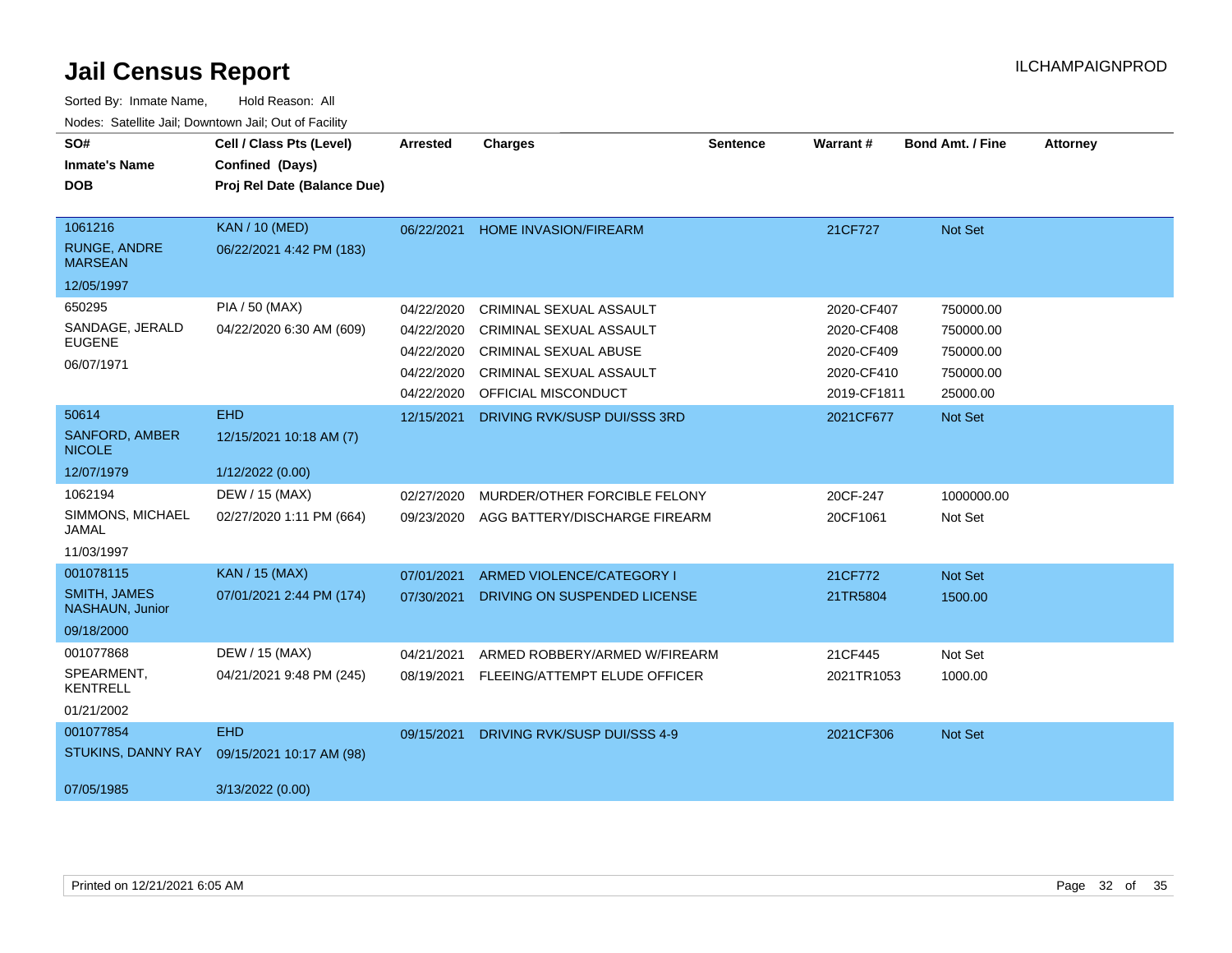# Jail Census Report

ILCHAMPAIGNPROD

Sorted By: Inmate Name, Hold Reason: All

Nodes: Satellite Jail; Downtown Jail; Out of Facility

| SO# / Inmate's Name / DOB | Cell / Class Pts (Level) / Confined (Days) / Proj Rel Date (Balance Due) | Arrested | Charges | Sentence | Warrant # | Bond Amt. / Fine | Attorney |
|---|---|---|---|---|---|---|---|
| 1061216<br>RUNGE, ANDRE MARSEAN<br>12/05/1997 | KAN / 10 (MED)<br>06/22/2021 4:42 PM (183) | 06/22/2021 | HOME INVASION/FIREARM | | 21CF727 | Not Set | |
| 650295<br>SANDAGE, JERALD EUGENE<br>06/07/1971 | PIA / 50 (MAX)<br>04/22/2020 6:30 AM (609) | 04/22/2020 | CRIMINAL SEXUAL ASSAULT | | 2020-CF407 | 750000.00 | |
| | | 04/22/2020 | CRIMINAL SEXUAL ASSAULT | | 2020-CF408 | 750000.00 | |
| | | 04/22/2020 | CRIMINAL SEXUAL ABUSE | | 2020-CF409 | 750000.00 | |
| | | 04/22/2020 | CRIMINAL SEXUAL ASSAULT | | 2020-CF410 | 750000.00 | |
| | | 04/22/2020 | OFFICIAL MISCONDUCT | | 2019-CF1811 | 25000.00 | |
| 50614<br>SANFORD, AMBER NICOLE<br>12/07/1979 | EHD<br>12/15/2021 10:18 AM (7)<br>1/12/2022 (0.00) | 12/15/2021 | DRIVING RVK/SUSP DUI/SSS 3RD | | 2021CF677 | Not Set | |
| 1062194<br>SIMMONS, MICHAEL JAMAL<br>11/03/1997 | DEW / 15 (MAX)<br>02/27/2020 1:11 PM (664) | 02/27/2020 | MURDER/OTHER FORCIBLE FELONY | | 20CF-247 | 1000000.00 | |
| | | 09/23/2020 | AGG BATTERY/DISCHARGE FIREARM | | 20CF1061 | Not Set | |
| 001078115<br>SMITH, JAMES NASHAUN, Junior<br>09/18/2000 | KAN / 15 (MAX)<br>07/01/2021 2:44 PM (174) | 07/01/2021 | ARMED VIOLENCE/CATEGORY I | | 21CF772 | Not Set | |
| | | 07/30/2021 | DRIVING ON SUSPENDED LICENSE | | 21TR5804 | 1500.00 | |
| 001077868<br>SPEARMENT, KENTRELL<br>01/21/2002 | DEW / 15 (MAX)<br>04/21/2021 9:48 PM (245) | 04/21/2021 | ARMED ROBBERY/ARMED W/FIREARM | | 21CF445 | Not Set | |
| | | 08/19/2021 | FLEEING/ATTEMPT ELUDE OFFICER | | 2021TR1053 | 1000.00 | |
| 001077854<br>STUKINS, DANNY RAY<br>07/05/1985 | EHD<br>09/15/2021 10:17 AM (98)<br>3/13/2022 (0.00) | 09/15/2021 | DRIVING RVK/SUSP DUI/SSS 4-9 | | 2021CF306 | Not Set | |

Printed on 12/21/2021 6:05 AM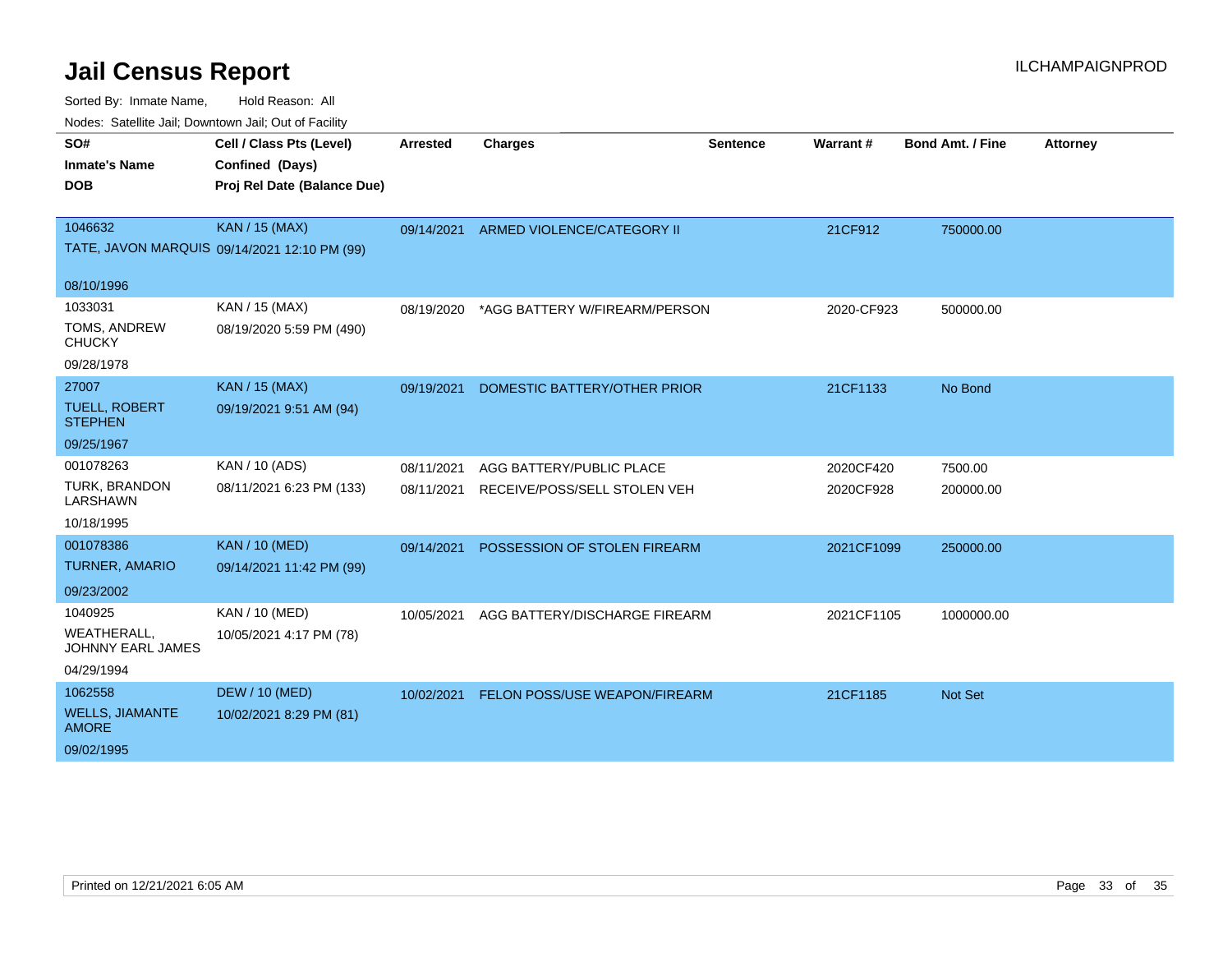# Jail Census Report

ILCHAMPAIGNPROD

Sorted By: Inmate Name, Hold Reason: All

Nodes: Satellite Jail; Downtown Jail; Out of Facility

| SO# / Inmate's Name / DOB | Cell / Class Pts (Level) / Confined (Days) / Proj Rel Date (Balance Due) | Arrested | Charges | Sentence | Warrant # | Bond Amt. / Fine | Attorney |
|---|---|---|---|---|---|---|---|
| 1046632<br>TATE, JAVON MARQUIS<br>08/10/1996 | KAN / 15 (MAX)<br>09/14/2021 12:10 PM (99) | 09/14/2021 | ARMED VIOLENCE/CATEGORY II | | 21CF912 | 750000.00 | |
| 1033031<br>TOMS, ANDREW CHUCKY<br>09/28/1978 | KAN / 15 (MAX)<br>08/19/2020 5:59 PM (490) | 08/19/2020 | *AGG BATTERY W/FIREARM/PERSON | | 2020-CF923 | 500000.00 | |
| 27007<br>TUELL, ROBERT STEPHEN<br>09/25/1967 | KAN / 15 (MAX)<br>09/19/2021 9:51 AM (94) | 09/19/2021 | DOMESTIC BATTERY/OTHER PRIOR | | 21CF1133 | No Bond | |
| 001078263<br>TURK, BRANDON LARSHAWN<br>10/18/1995 | KAN / 10 (ADS)<br>08/11/2021 6:23 PM (133) | 08/11/2021<br>08/11/2021 | AGG BATTERY/PUBLIC PLACE<br>RECEIVE/POSS/SELL STOLEN VEH | | 2020CF420<br>2020CF928 | 7500.00<br>200000.00 | |
| 001078386<br>TURNER, AMARIO<br>09/23/2002 | KAN / 10 (MED)<br>09/14/2021 11:42 PM (99) | 09/14/2021 | POSSESSION OF STOLEN FIREARM | | 2021CF1099 | 250000.00 | |
| 1040925<br>WEATHERALL, JOHNNY EARL JAMES<br>04/29/1994 | KAN / 10 (MED)<br>10/05/2021 4:17 PM (78) | 10/05/2021 | AGG BATTERY/DISCHARGE FIREARM | | 2021CF1105 | 1000000.00 | |
| 1062558<br>WELLS, JIAMANTE AMORE<br>09/02/1995 | DEW / 10 (MED)<br>10/02/2021 8:29 PM (81) | 10/02/2021 | FELON POSS/USE WEAPON/FIREARM | | 21CF1185 | Not Set | |

Printed on 12/21/2021 6:05 AM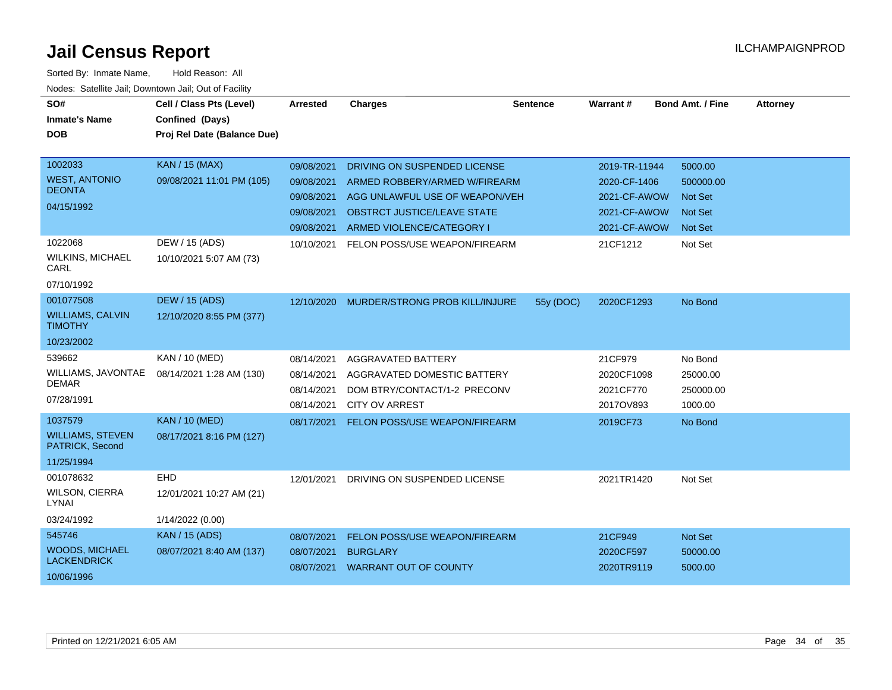# Jail Census Report

ILCHAMPAIGNPROD

Sorted By: Inmate Name, Hold Reason: All

Nodes: Satellite Jail; Downtown Jail; Out of Facility

| SO# / Inmate's Name / DOB | Cell / Class Pts (Level) / Confined (Days) / Proj Rel Date (Balance Due) | Arrested | Charges | Sentence | Warrant # | Bond Amt. / Fine | Attorney |
|---|---|---|---|---|---|---|---|
| 1002033 WEST, ANTONIO DEONTA 04/15/1992 | KAN / 15 (MAX) 09/08/2021 11:01 PM (105) | 09/08/2021 | DRIVING ON SUSPENDED LICENSE | | 2019-TR-11944 | 5000.00 | |
| | | 09/08/2021 | ARMED ROBBERY/ARMED W/FIREARM | | 2020-CF-1406 | 500000.00 | |
| | | 09/08/2021 | AGG UNLAWFUL USE OF WEAPON/VEH | | 2021-CF-AWOW | Not Set | |
| | | 09/08/2021 | OBSTRCT JUSTICE/LEAVE STATE | | 2021-CF-AWOW | Not Set | |
| | | 09/08/2021 | ARMED VIOLENCE/CATEGORY I | | 2021-CF-AWOW | Not Set | |
| 1022068 WILKINS, MICHAEL CARL 07/10/1992 | DEW / 15 (ADS) 10/10/2021 5:07 AM (73) | 10/10/2021 | FELON POSS/USE WEAPON/FIREARM | | 21CF1212 | Not Set | |
| 001077508 WILLIAMS, CALVIN TIMOTHY 10/23/2002 | DEW / 15 (ADS) 12/10/2020 8:55 PM (377) | 12/10/2020 | MURDER/STRONG PROB KILL/INJURE | 55y (DOC) | 2020CF1293 | No Bond | |
| 539662 WILLIAMS, JAVONTAE DEMAR 07/28/1991 | KAN / 10 (MED) 08/14/2021 1:28 AM (130) | 08/14/2021 | AGGRAVATED BATTERY | | 21CF979 | No Bond | |
| | | 08/14/2021 | AGGRAVATED DOMESTIC BATTERY | | 2020CF1098 | 25000.00 | |
| | | 08/14/2021 | DOM BTRY/CONTACT/1-2 PRECONV | | 2021CF770 | 250000.00 | |
| | | 08/14/2021 | CITY OV ARREST | | 2017OV893 | 1000.00 | |
| 1037579 WILLIAMS, STEVEN PATRICK, Second 11/25/1994 | KAN / 10 (MED) 08/17/2021 8:16 PM (127) | 08/17/2021 | FELON POSS/USE WEAPON/FIREARM | | 2019CF73 | No Bond | |
| 001078632 WILSON, CIERRA LYNAI 03/24/1992 | EHD 12/01/2021 10:27 AM (21) 1/14/2022 (0.00) | 12/01/2021 | DRIVING ON SUSPENDED LICENSE | | 2021TR1420 | Not Set | |
| 545746 WOODS, MICHAEL LACKENDRICK 10/06/1996 | KAN / 15 (ADS) 08/07/2021 8:40 AM (137) | 08/07/2021 | FELON POSS/USE WEAPON/FIREARM | | 21CF949 | Not Set | |
| | | 08/07/2021 | BURGLARY | | 2020CF597 | 50000.00 | |
| | | 08/07/2021 | WARRANT OUT OF COUNTY | | 2020TR9119 | 5000.00 | |

Printed on 12/21/2021 6:05 AM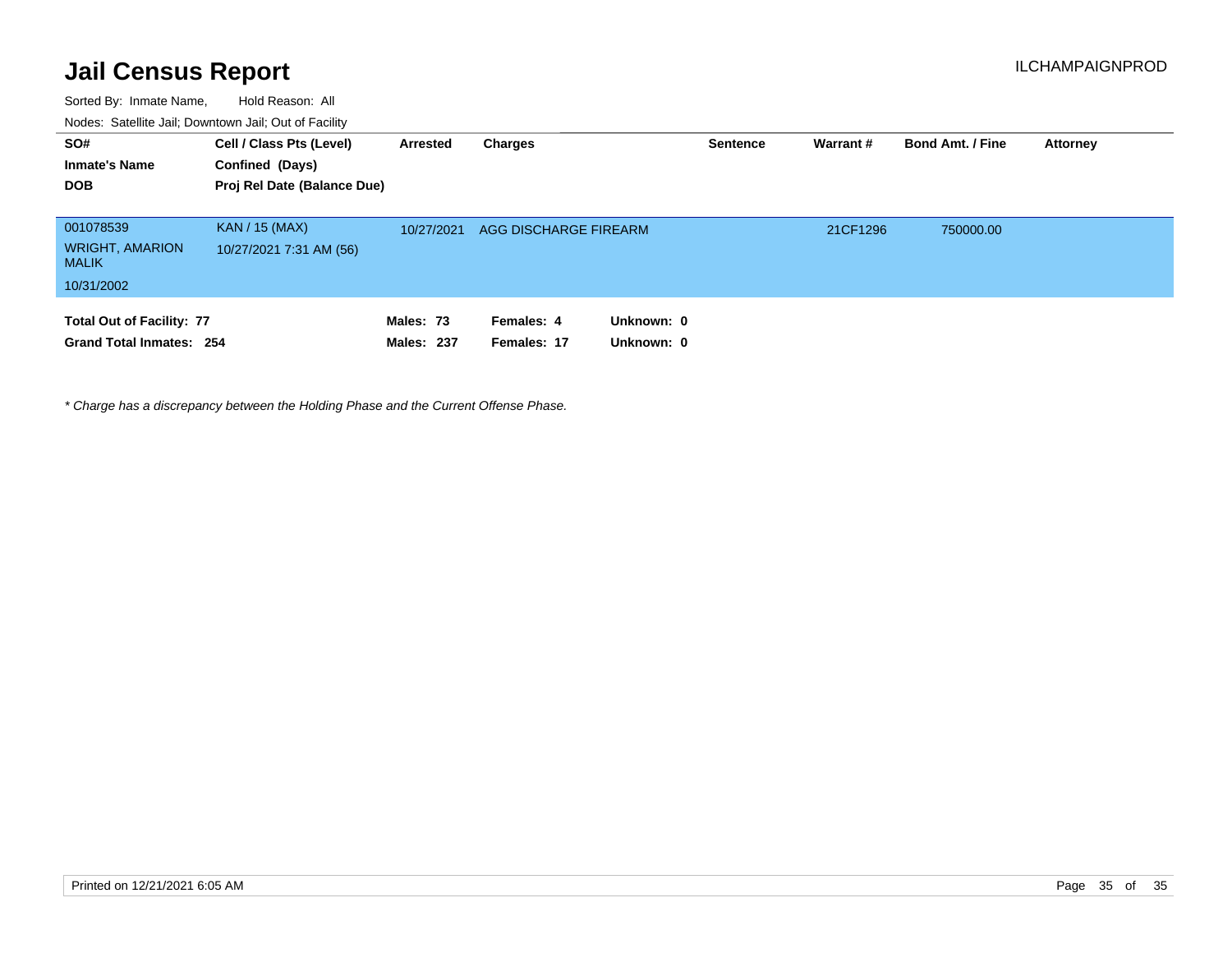# Jail Census Report

ILCHAMPAIGNPROD

Sorted By: Inmate Name, Hold Reason: All

Nodes: Satellite Jail; Downtown Jail; Out of Facility

| SO# / Inmate's Name / DOB | Cell / Class Pts (Level) / Confined (Days) / Proj Rel Date (Balance Due) | Arrested | Charges | Sentence | Warrant # | Bond Amt. / Fine | Attorney |
|---|---|---|---|---|---|---|---|
| 001078539 WRIGHT, AMARION MALIK 10/31/2002 | KAN / 15 (MAX) 10/27/2021 7:31 AM (56) | 10/27/2021 | AGG DISCHARGE FIREARM | | 21CF1296 | 750000.00 | |

| | | | |
|---|---|---|---|
| **Total Out of Facility: 77** | **Males: 73** | **Females: 4** | **Unknown: 0** |
| **Grand Total Inmates: 254** | **Males: 237** | **Females: 17** | **Unknown: 0** |

*\* Charge has a discrepancy between the Holding Phase and the Current Offense Phase.*

Printed on 12/21/2021 6:05 AM